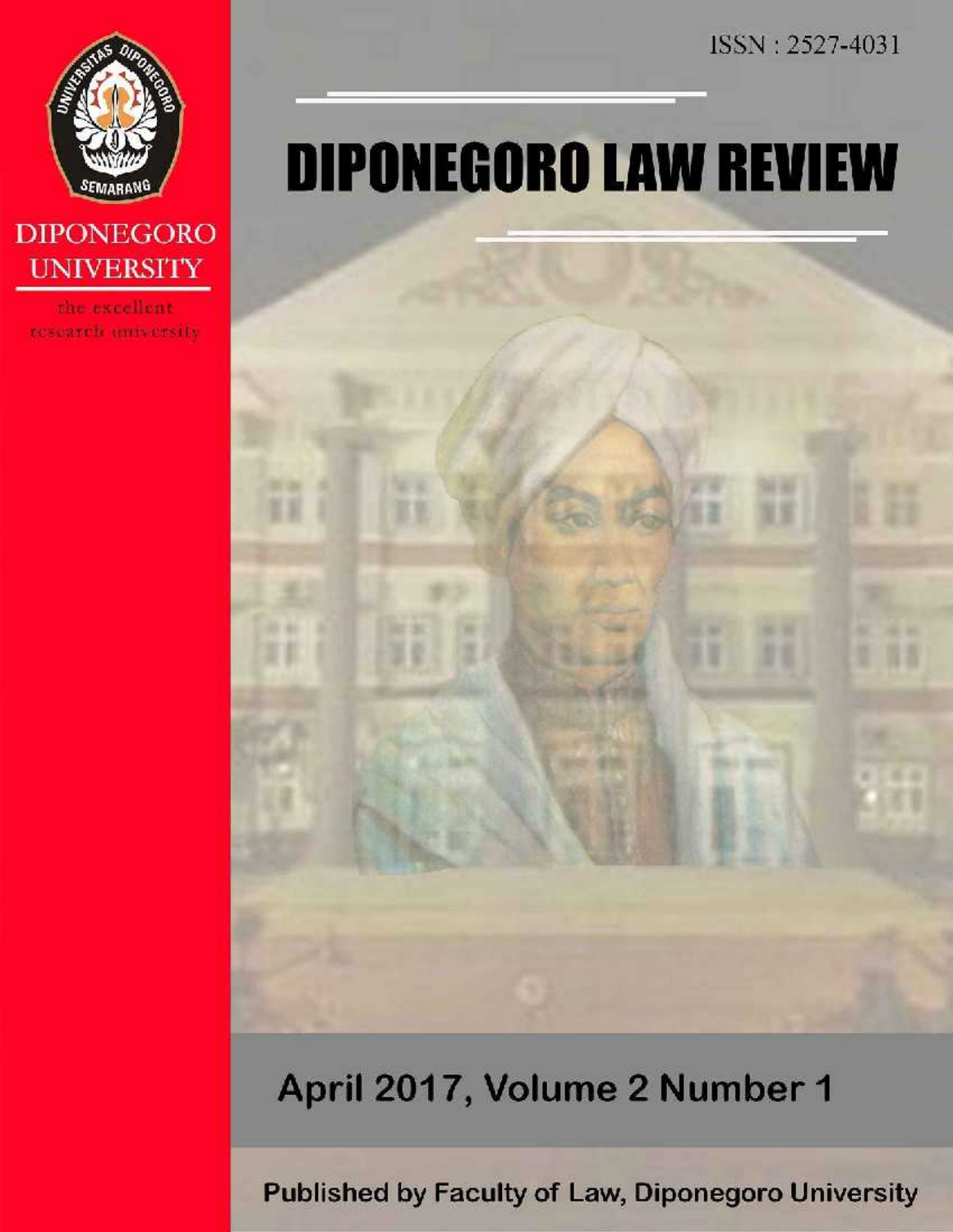ISSN : 2527-4031

DIPONEGORO UNIVERSITY

the excellent research university

# DIPONEGORO LAW REVIEW

April 2017, Volume 2 Number 1

Published by Faculty of Law, Diponegoro University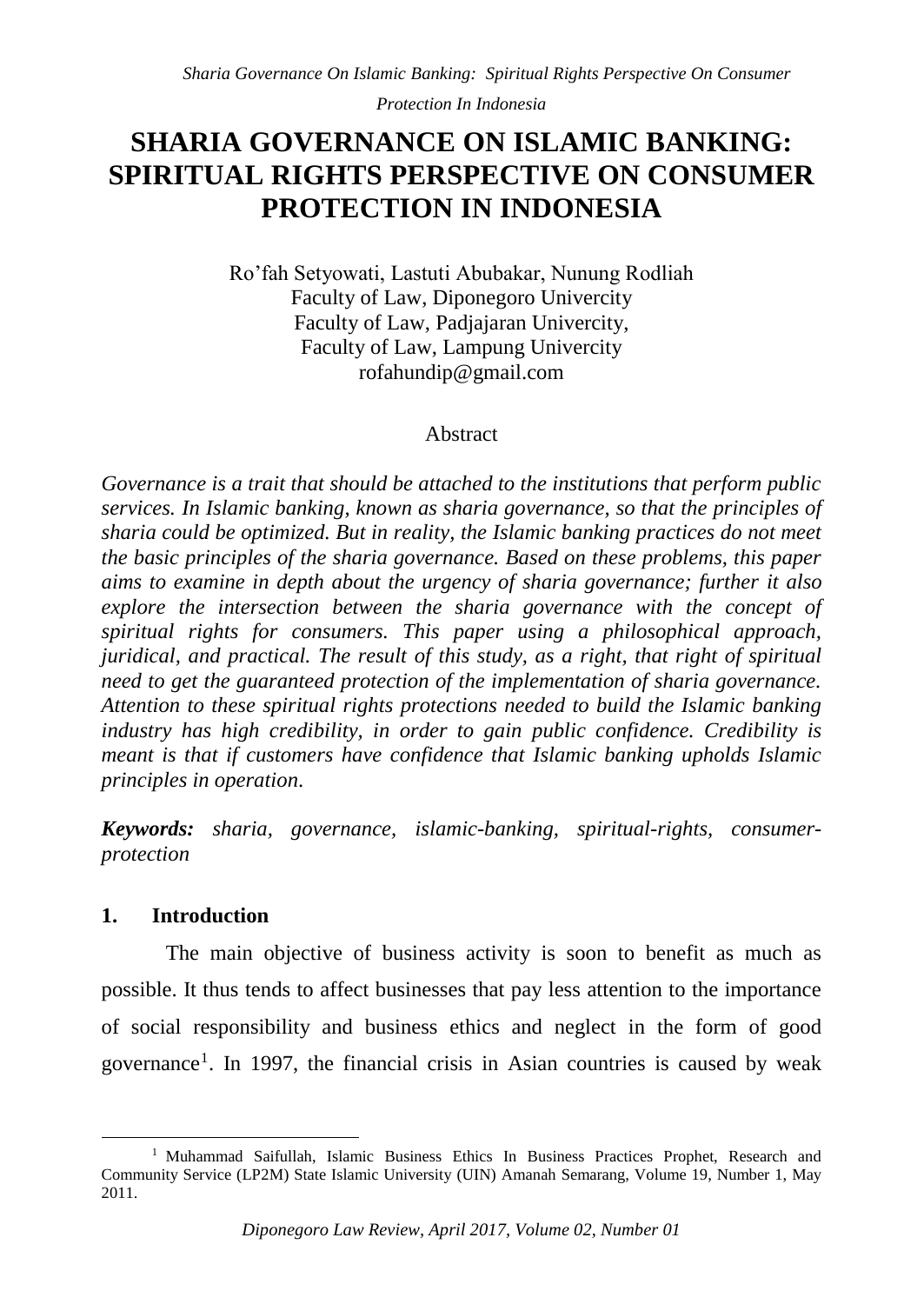# SHARIA GOVERNANCE ON ISLAMIC BANKING: SPIRITUAL RIGHTS PERSPECTIVE ON CONSUMER PROTECTION IN INDONESIA

Ro'fah Setyowati, Lastuti Abubakar, Nunung Rodliah
Faculty of Law, Diponegoro Univercity
Faculty of Law, Padjajaran Univercity,
Faculty of Law, Lampung Univercity
rofahundip@gmail.com

Abstract

*Governance is a trait that should be attached to the institutions that perform public services. In Islamic banking, known as sharia governance, so that the principles of sharia could be optimized. But in reality, the Islamic banking practices do not meet the basic principles of the sharia governance. Based on these problems, this paper aims to examine in depth about the urgency of sharia governance; further it also explore the intersection between the sharia governance with the concept of spiritual rights for consumers. This paper using a philosophical approach, juridical, and practical. The result of this study, as a right, that right of spiritual need to get the guaranteed protection of the implementation of sharia governance. Attention to these spiritual rights protections needed to build the Islamic banking industry has high credibility, in order to gain public confidence. Credibility is meant is that if customers have confidence that Islamic banking upholds Islamic principles in operation.*

***Keywords:*** *sharia, governance, islamic-banking, spiritual-rights, consumer-protection*

## 1. Introduction

The main objective of business activity is soon to benefit as much as possible. It thus tends to affect businesses that pay less attention to the importance of social responsibility and business ethics and neglect in the form of good governance[1]. In 1997, the financial crisis in Asian countries is caused by weak

[1] Muhammad Saifullah, Islamic Business Ethics In Business Practices Prophet, Research and Community Service (LP2M) State Islamic University (UIN) Amanah Semarang, Volume 19, Number 1, May 2011.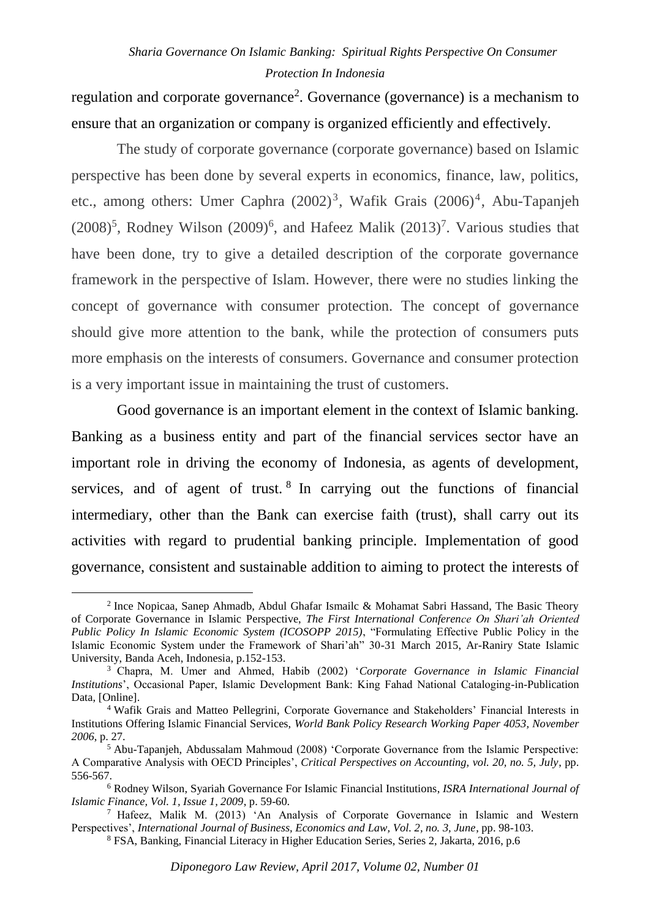regulation and corporate governance[2]. Governance (governance) is a mechanism to ensure that an organization or company is organized efficiently and effectively.

The study of corporate governance (corporate governance) based on Islamic perspective has been done by several experts in economics, finance, law, politics, etc., among others: Umer Caphra (2002)[3], Wafik Grais (2006)[4], Abu-Tapanjeh (2008)[5], Rodney Wilson (2009)[6], and Hafeez Malik (2013)[7]. Various studies that have been done, try to give a detailed description of the corporate governance framework in the perspective of Islam. However, there were no studies linking the concept of governance with consumer protection. The concept of governance should give more attention to the bank, while the protection of consumers puts more emphasis on the interests of consumers. Governance and consumer protection is a very important issue in maintaining the trust of customers.

Good governance is an important element in the context of Islamic banking. Banking as a business entity and part of the financial services sector have an important role in driving the economy of Indonesia, as agents of development, services, and of agent of trust.[8] In carrying out the functions of financial intermediary, other than the Bank can exercise faith (trust), shall carry out its activities with regard to prudential banking principle. Implementation of good governance, consistent and sustainable addition to aiming to protect the interests of

---

[2] Ince Nopicaa, Sanep Ahmadb, Abdul Ghafar Ismailc & Mohamat Sabri Hassand, The Basic Theory of Corporate Governance in Islamic Perspective, *The First International Conference On Shari'ah Oriented Public Policy In Islamic Economic System (ICOSOPP 2015)*, "Formulating Effective Public Policy in the Islamic Economic System under the Framework of Shari'ah" 30-31 March 2015, Ar-Raniry State Islamic University, Banda Aceh, Indonesia, p.152-153.

[3] Chapra, M. Umer and Ahmed, Habib (2002) '*Corporate Governance in Islamic Financial Institutions*', Occasional Paper, Islamic Development Bank: King Fahad National Cataloging-in-Publication Data, [Online].

[4] Wafik Grais and Matteo Pellegrini, Corporate Governance and Stakeholders' Financial Interests in Institutions Offering Islamic Financial Services, *World Bank Policy Research Working Paper 4053, November 2006*, p. 27.

[5] Abu-Tapanjeh, Abdussalam Mahmoud (2008) 'Corporate Governance from the Islamic Perspective: A Comparative Analysis with OECD Principles', *Critical Perspectives on Accounting, vol. 20, no. 5, July*, pp. 556-567.

[6] Rodney Wilson, Syariah Governance For Islamic Financial Institutions, *ISRA International Journal of Islamic Finance, Vol. 1, Issue 1, 2009*, p. 59-60.

[7] Hafeez, Malik M. (2013) 'An Analysis of Corporate Governance in Islamic and Western Perspectives', *International Journal of Business, Economics and Law, Vol. 2, no. 3, June*, pp. 98-103.

[8] FSA, Banking, Financial Literacy in Higher Education Series, Series 2, Jakarta, 2016, p.6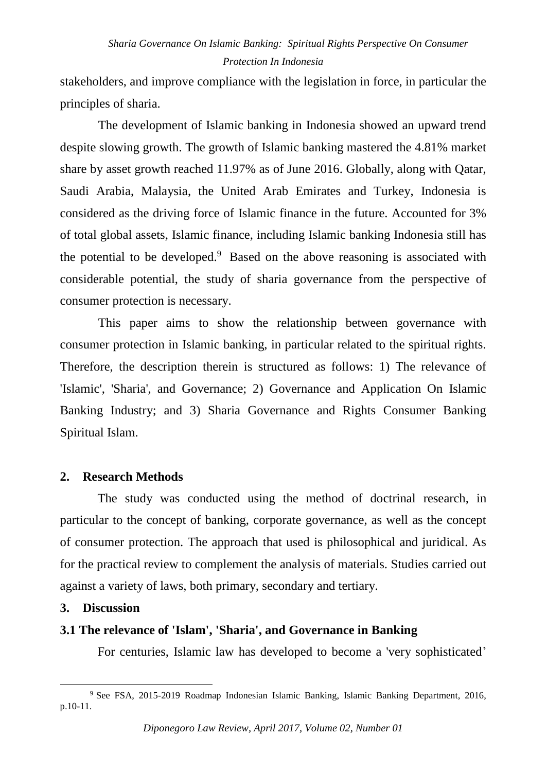stakeholders, and improve compliance with the legislation in force, in particular the principles of sharia.

The development of Islamic banking in Indonesia showed an upward trend despite slowing growth. The growth of Islamic banking mastered the 4.81% market share by asset growth reached 11.97% as of June 2016. Globally, along with Qatar, Saudi Arabia, Malaysia, the United Arab Emirates and Turkey, Indonesia is considered as the driving force of Islamic finance in the future. Accounted for 3% of total global assets, Islamic finance, including Islamic banking Indonesia still has the potential to be developed.[9] Based on the above reasoning is associated with considerable potential, the study of sharia governance from the perspective of consumer protection is necessary.

This paper aims to show the relationship between governance with consumer protection in Islamic banking, in particular related to the spiritual rights. Therefore, the description therein is structured as follows: 1) The relevance of 'Islamic', 'Sharia', and Governance; 2) Governance and Application On Islamic Banking Industry; and 3) Sharia Governance and Rights Consumer Banking Spiritual Islam.

## 2. Research Methods

The study was conducted using the method of doctrinal research, in particular to the concept of banking, corporate governance, as well as the concept of consumer protection. The approach that used is philosophical and juridical. As for the practical review to complement the analysis of materials. Studies carried out against a variety of laws, both primary, secondary and tertiary.

## 3. Discussion

### 3.1 The relevance of 'Islam', 'Sharia', and Governance in Banking

For centuries, Islamic law has developed to become a 'very sophisticated'

[9] See FSA, 2015-2019 Roadmap Indonesian Islamic Banking, Islamic Banking Department, 2016, p.10-11.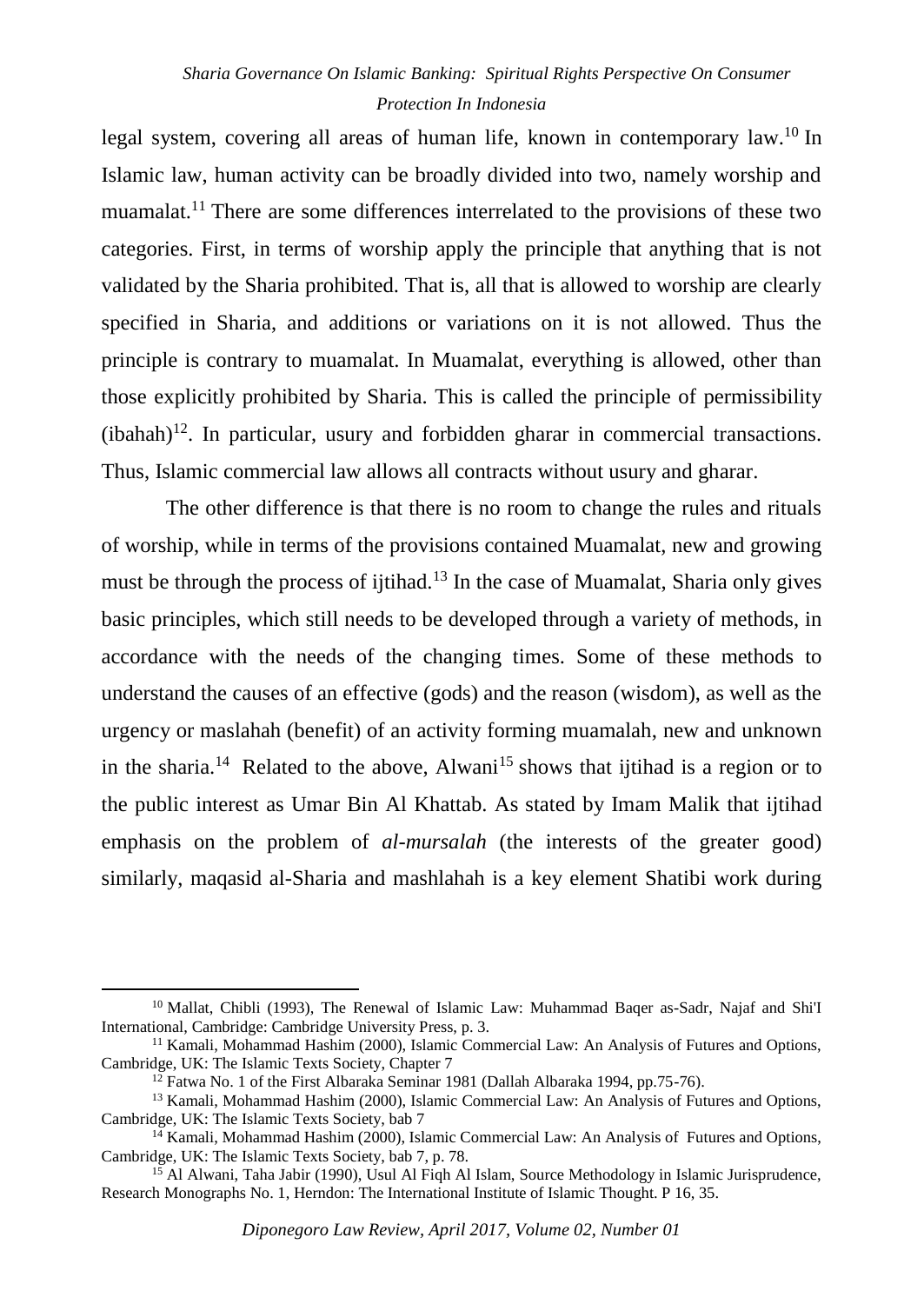legal system, covering all areas of human life, known in contemporary law.[10] In Islamic law, human activity can be broadly divided into two, namely worship and muamalat.[11] There are some differences interrelated to the provisions of these two categories. First, in terms of worship apply the principle that anything that is not validated by the Sharia prohibited. That is, all that is allowed to worship are clearly specified in Sharia, and additions or variations on it is not allowed. Thus the principle is contrary to muamalat. In Muamalat, everything is allowed, other than those explicitly prohibited by Sharia. This is called the principle of permissibility (ibahah)[12]. In particular, usury and forbidden gharar in commercial transactions. Thus, Islamic commercial law allows all contracts without usury and gharar.

The other difference is that there is no room to change the rules and rituals of worship, while in terms of the provisions contained Muamalat, new and growing must be through the process of ijtihad.[13] In the case of Muamalat, Sharia only gives basic principles, which still needs to be developed through a variety of methods, in accordance with the needs of the changing times. Some of these methods to understand the causes of an effective (gods) and the reason (wisdom), as well as the urgency or maslahah (benefit) of an activity forming muamalah, new and unknown in the sharia.[14] Related to the above, Alwani[15] shows that ijtihad is a region or to the public interest as Umar Bin Al Khattab. As stated by Imam Malik that ijtihad emphasis on the problem of *al-mursalah* (the interests of the greater good) similarly, maqasid al-Sharia and mashlahah is a key element Shatibi work during

---

[10] Mallat, Chibli (1993), The Renewal of Islamic Law: Muhammad Baqer as-Sadr, Najaf and Shi'I International, Cambridge: Cambridge University Press, p. 3.

[11] Kamali, Mohammad Hashim (2000), Islamic Commercial Law: An Analysis of Futures and Options, Cambridge, UK: The Islamic Texts Society, Chapter 7

[12] Fatwa No. 1 of the First Albaraka Seminar 1981 (Dallah Albaraka 1994, pp.75-76).

[13] Kamali, Mohammad Hashim (2000), Islamic Commercial Law: An Analysis of Futures and Options, Cambridge, UK: The Islamic Texts Society, bab 7

[14] Kamali, Mohammad Hashim (2000), Islamic Commercial Law: An Analysis of Futures and Options, Cambridge, UK: The Islamic Texts Society, bab 7, p. 78.

[15] Al Alwani, Taha Jabir (1990), Usul Al Fiqh Al Islam, Source Methodology in Islamic Jurisprudence, Research Monographs No. 1, Herndon: The International Institute of Islamic Thought. P 16, 35.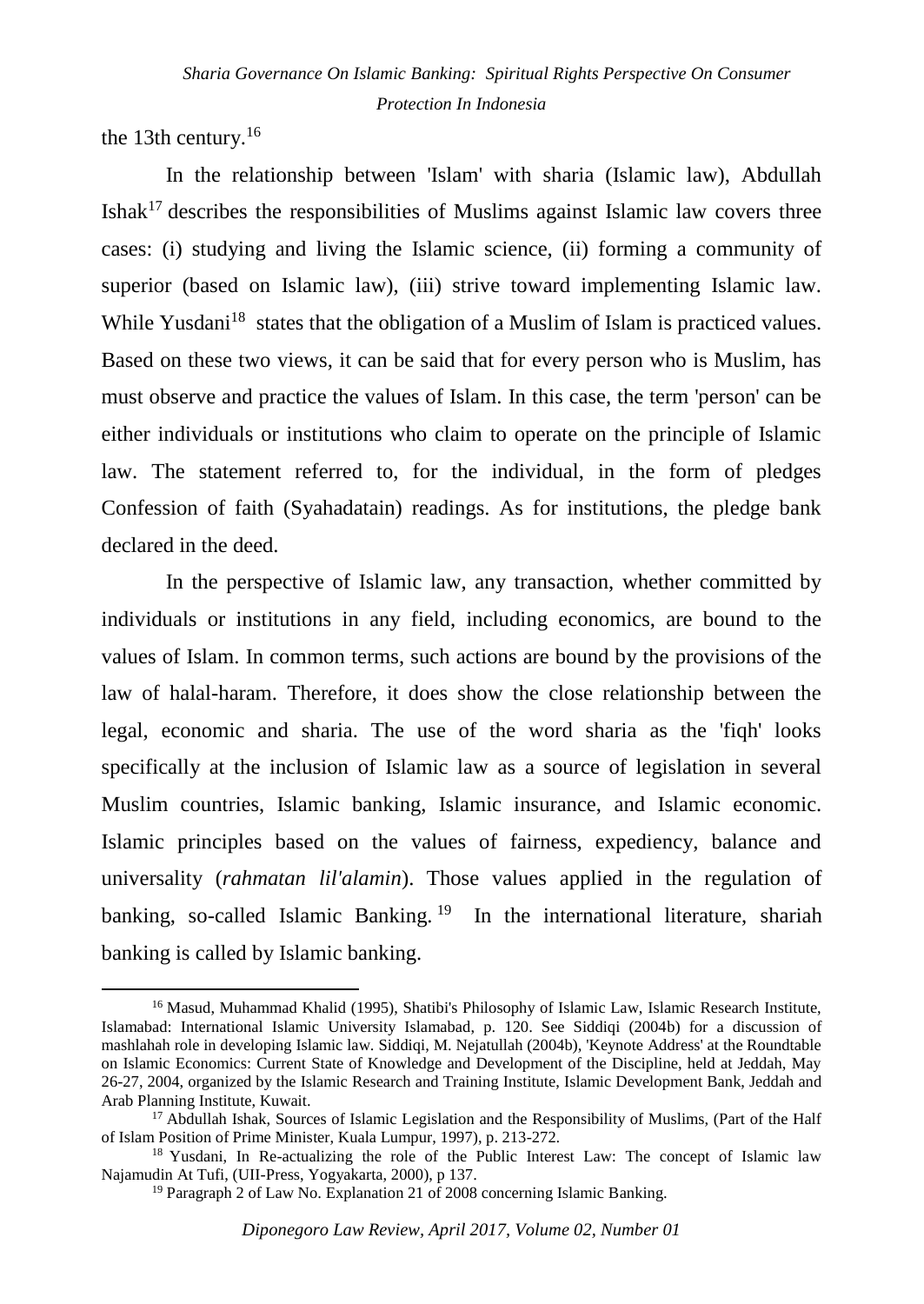the 13th century.[16]

In the relationship between 'Islam' with sharia (Islamic law), Abdullah Ishak[17] describes the responsibilities of Muslims against Islamic law covers three cases: (i) studying and living the Islamic science, (ii) forming a community of superior (based on Islamic law), (iii) strive toward implementing Islamic law. While Yusdani[18] states that the obligation of a Muslim of Islam is practiced values. Based on these two views, it can be said that for every person who is Muslim, has must observe and practice the values of Islam. In this case, the term 'person' can be either individuals or institutions who claim to operate on the principle of Islamic law. The statement referred to, for the individual, in the form of pledges Confession of faith (Syahadatain) readings. As for institutions, the pledge bank declared in the deed.

In the perspective of Islamic law, any transaction, whether committed by individuals or institutions in any field, including economics, are bound to the values of Islam. In common terms, such actions are bound by the provisions of the law of halal-haram. Therefore, it does show the close relationship between the legal, economic and sharia. The use of the word sharia as the 'fiqh' looks specifically at the inclusion of Islamic law as a source of legislation in several Muslim countries, Islamic banking, Islamic insurance, and Islamic economic. Islamic principles based on the values of fairness, expediency, balance and universality (*rahmatan lil'alamin*). Those values applied in the regulation of banking, so-called Islamic Banking.[19] In the international literature, shariah banking is called by Islamic banking.

---

[16] Masud, Muhammad Khalid (1995), Shatibi's Philosophy of Islamic Law, Islamic Research Institute, Islamabad: International Islamic University Islamabad, p. 120. See Siddiqi (2004b) for a discussion of mashlahah role in developing Islamic law. Siddiqi, M. Nejatullah (2004b), 'Keynote Address' at the Roundtable on Islamic Economics: Current State of Knowledge and Development of the Discipline, held at Jeddah, May 26-27, 2004, organized by the Islamic Research and Training Institute, Islamic Development Bank, Jeddah and Arab Planning Institute, Kuwait.

[17] Abdullah Ishak, Sources of Islamic Legislation and the Responsibility of Muslims, (Part of the Half of Islam Position of Prime Minister, Kuala Lumpur, 1997), p. 213-272.

[18] Yusdani, In Re-actualizing the role of the Public Interest Law: The concept of Islamic law Najamudin At Tufi, (UII-Press, Yogyakarta, 2000), p 137.

[19] Paragraph 2 of Law No. Explanation 21 of 2008 concerning Islamic Banking.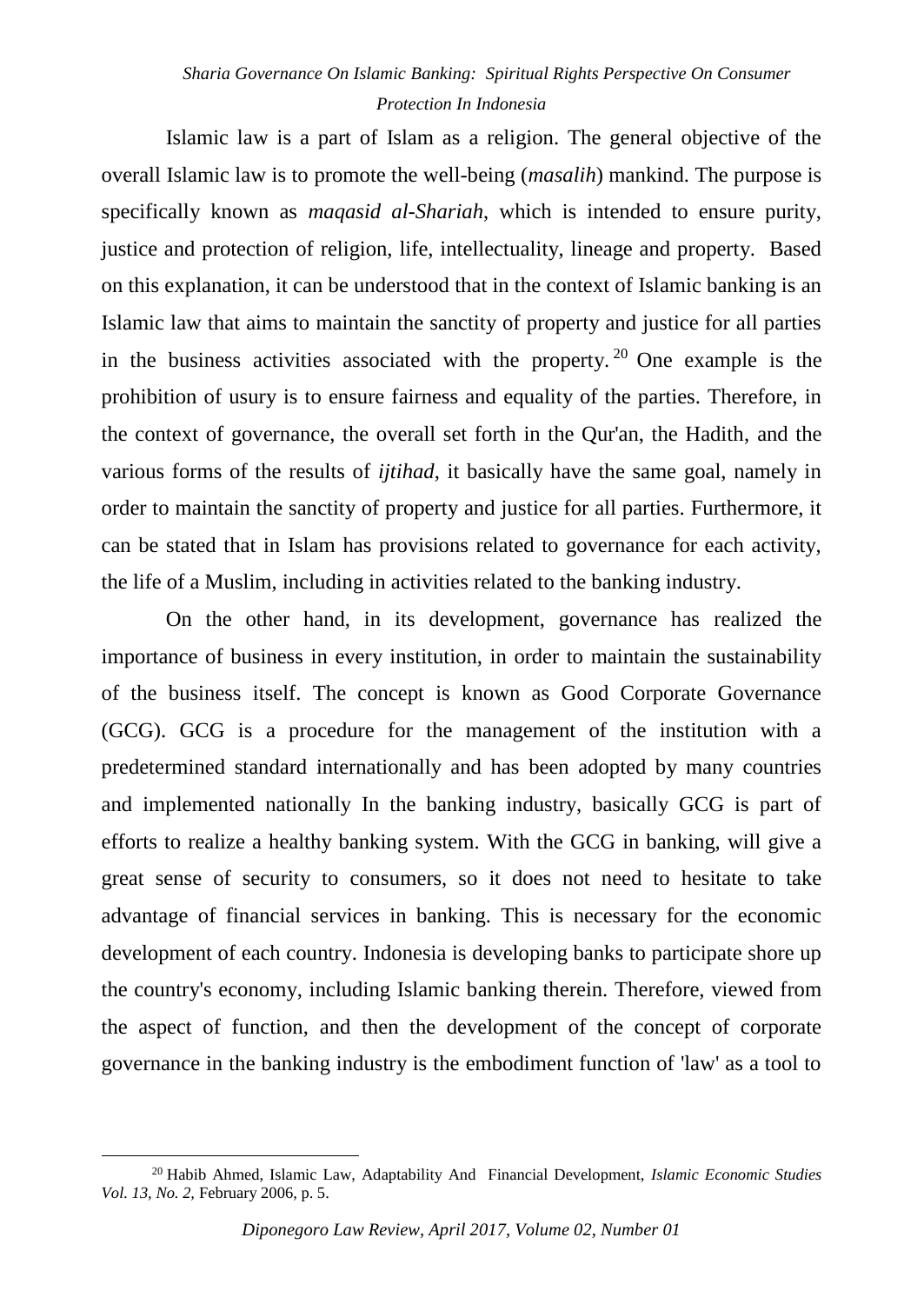Islamic law is a part of Islam as a religion. The general objective of the overall Islamic law is to promote the well-being (*masalih*) mankind. The purpose is specifically known as *maqasid al-Shariah*, which is intended to ensure purity, justice and protection of religion, life, intellectuality, lineage and property. Based on this explanation, it can be understood that in the context of Islamic banking is an Islamic law that aims to maintain the sanctity of property and justice for all parties in the business activities associated with the property.[20] One example is the prohibition of usury is to ensure fairness and equality of the parties. Therefore, in the context of governance, the overall set forth in the Qur'an, the Hadith, and the various forms of the results of *ijtihad*, it basically have the same goal, namely in order to maintain the sanctity of property and justice for all parties. Furthermore, it can be stated that in Islam has provisions related to governance for each activity, the life of a Muslim, including in activities related to the banking industry.

On the other hand, in its development, governance has realized the importance of business in every institution, in order to maintain the sustainability of the business itself. The concept is known as Good Corporate Governance (GCG). GCG is a procedure for the management of the institution with a predetermined standard internationally and has been adopted by many countries and implemented nationally In the banking industry, basically GCG is part of efforts to realize a healthy banking system. With the GCG in banking, will give a great sense of security to consumers, so it does not need to hesitate to take advantage of financial services in banking. This is necessary for the economic development of each country. Indonesia is developing banks to participate shore up the country's economy, including Islamic banking therein. Therefore, viewed from the aspect of function, and then the development of the concept of corporate governance in the banking industry is the embodiment function of 'law' as a tool to

[20] Habib Ahmed, Islamic Law, Adaptability And Financial Development, *Islamic Economic Studies Vol. 13, No. 2,* February 2006, p. 5.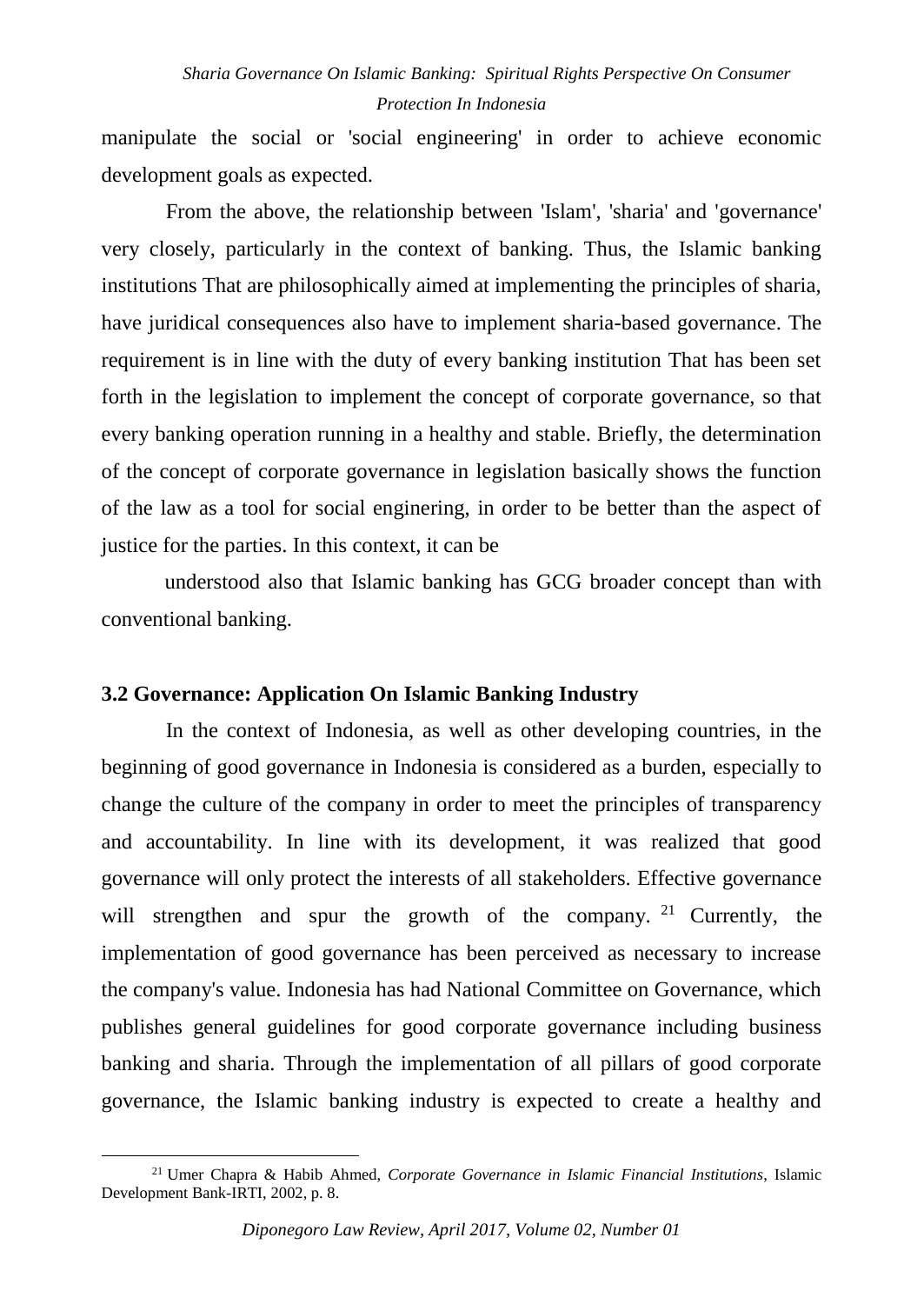manipulate the social or 'social engineering' in order to achieve economic development goals as expected.

From the above, the relationship between 'Islam', 'sharia' and 'governance' very closely, particularly in the context of banking. Thus, the Islamic banking institutions That are philosophically aimed at implementing the principles of sharia, have juridical consequences also have to implement sharia-based governance. The requirement is in line with the duty of every banking institution That has been set forth in the legislation to implement the concept of corporate governance, so that every banking operation running in a healthy and stable. Briefly, the determination of the concept of corporate governance in legislation basically shows the function of the law as a tool for social enginering, in order to be better than the aspect of justice for the parties. In this context, it can be

understood also that Islamic banking has GCG broader concept than with conventional banking.

### 3.2 Governance: Application On Islamic Banking Industry

In the context of Indonesia, as well as other developing countries, in the beginning of good governance in Indonesia is considered as a burden, especially to change the culture of the company in order to meet the principles of transparency and accountability. In line with its development, it was realized that good governance will only protect the interests of all stakeholders. Effective governance will strengthen and spur the growth of the company.[21] Currently, the implementation of good governance has been perceived as necessary to increase the company's value. Indonesia has had National Committee on Governance, which publishes general guidelines for good corporate governance including business banking and sharia. Through the implementation of all pillars of good corporate governance, the Islamic banking industry is expected to create a healthy and

---

[21] Umer Chapra & Habib Ahmed, *Corporate Governance in Islamic Financial Institutions*, Islamic Development Bank-IRTI, 2002, p. 8.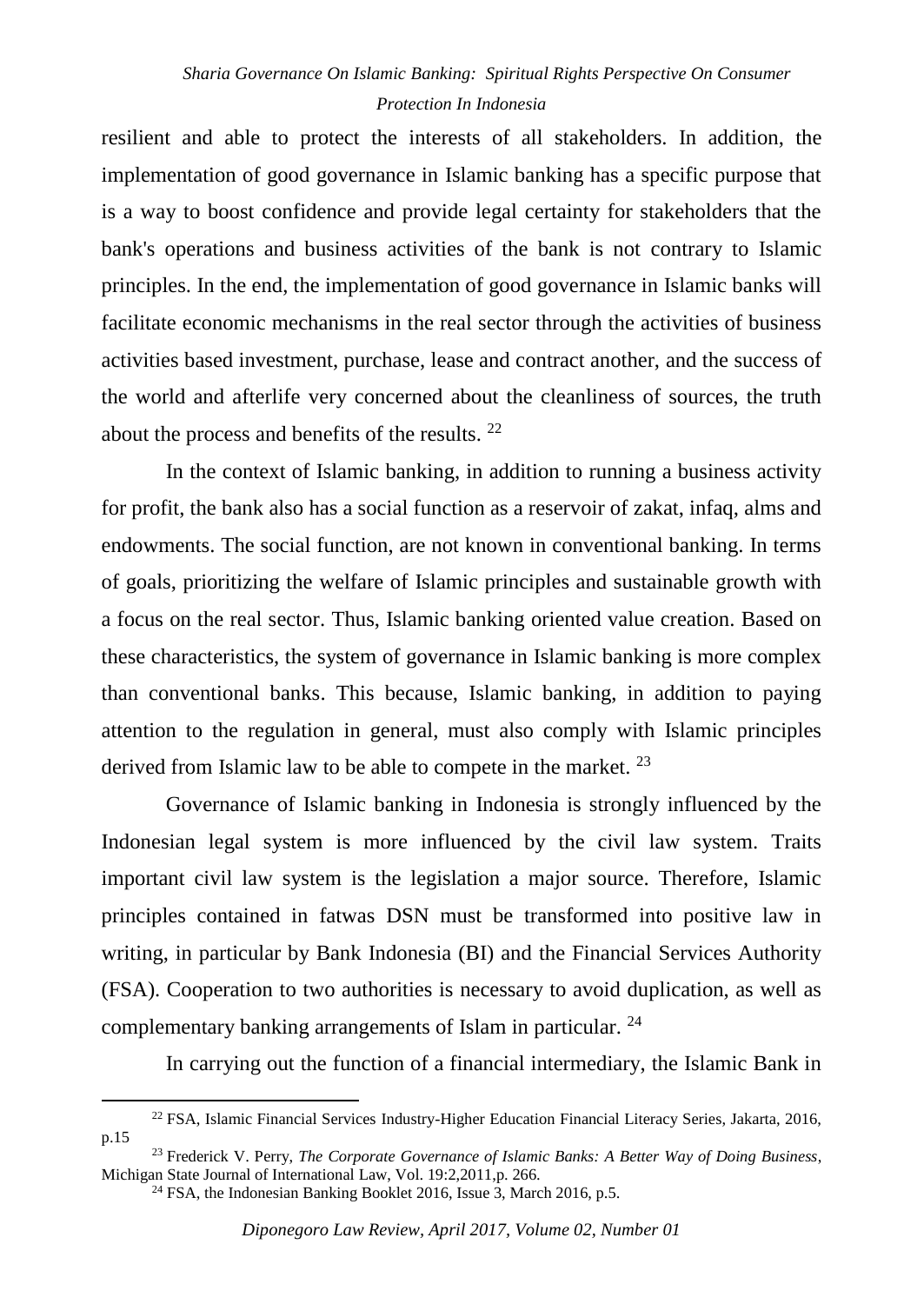resilient and able to protect the interests of all stakeholders. In addition, the implementation of good governance in Islamic banking has a specific purpose that is a way to boost confidence and provide legal certainty for stakeholders that the bank's operations and business activities of the bank is not contrary to Islamic principles. In the end, the implementation of good governance in Islamic banks will facilitate economic mechanisms in the real sector through the activities of business activities based investment, purchase, lease and contract another, and the success of the world and afterlife very concerned about the cleanliness of sources, the truth about the process and benefits of the results. [22]

In the context of Islamic banking, in addition to running a business activity for profit, the bank also has a social function as a reservoir of zakat, infaq, alms and endowments. The social function, are not known in conventional banking. In terms of goals, prioritizing the welfare of Islamic principles and sustainable growth with a focus on the real sector. Thus, Islamic banking oriented value creation. Based on these characteristics, the system of governance in Islamic banking is more complex than conventional banks. This because, Islamic banking, in addition to paying attention to the regulation in general, must also comply with Islamic principles derived from Islamic law to be able to compete in the market. [23]

Governance of Islamic banking in Indonesia is strongly influenced by the Indonesian legal system is more influenced by the civil law system. Traits important civil law system is the legislation a major source. Therefore, Islamic principles contained in fatwas DSN must be transformed into positive law in writing, in particular by Bank Indonesia (BI) and the Financial Services Authority (FSA). Cooperation to two authorities is necessary to avoid duplication, as well as complementary banking arrangements of Islam in particular. [24]

In carrying out the function of a financial intermediary, the Islamic Bank in

---

[22] FSA, Islamic Financial Services Industry-Higher Education Financial Literacy Series, Jakarta, 2016, p.15

[23] Frederick V. Perry, *The Corporate Governance of Islamic Banks: A Better Way of Doing Business*, Michigan State Journal of International Law, Vol. 19:2,2011,p. 266.

[24] FSA, the Indonesian Banking Booklet 2016, Issue 3, March 2016, p.5.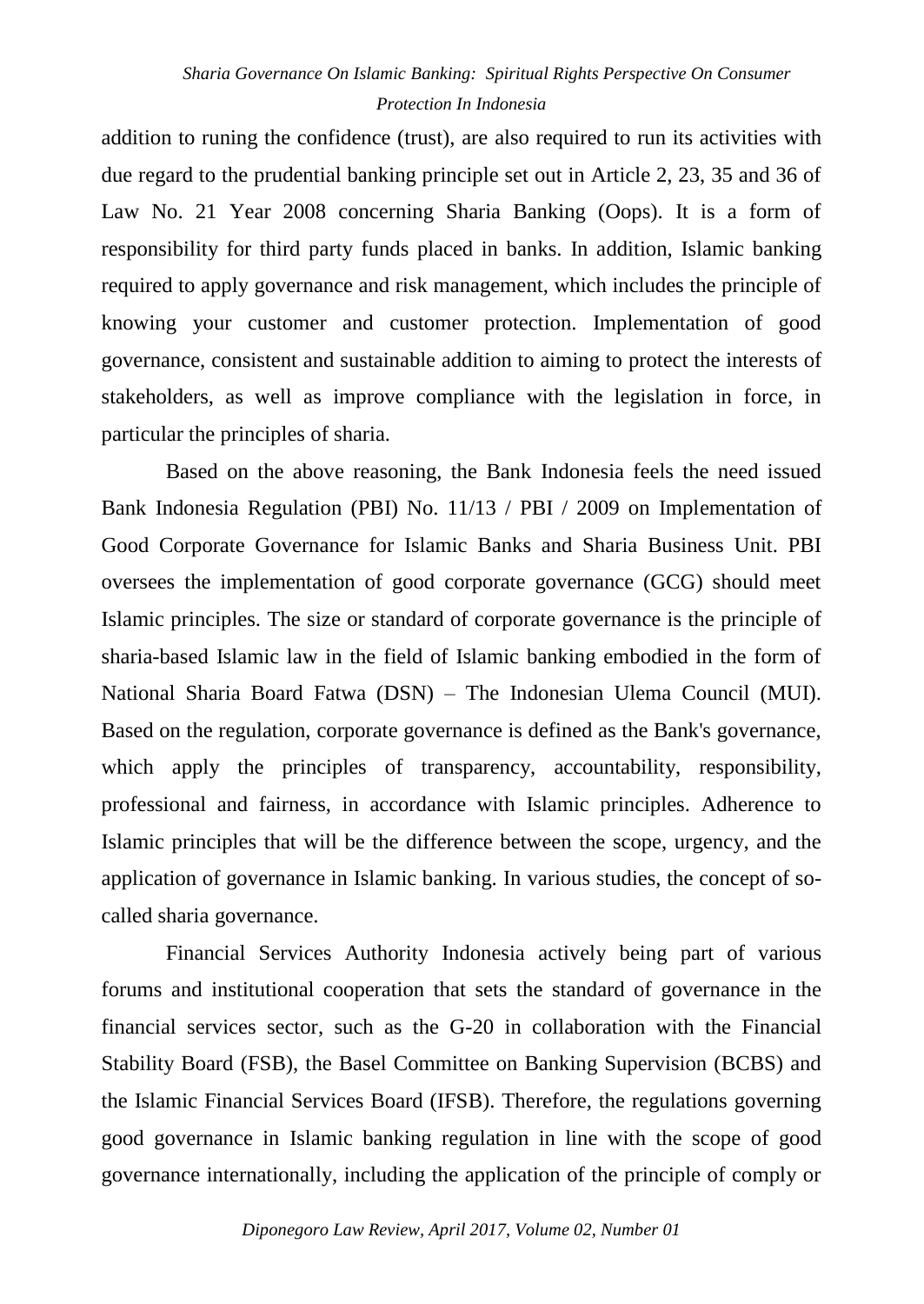addition to runing the confidence (trust), are also required to run its activities with due regard to the prudential banking principle set out in Article 2, 23, 35 and 36 of Law No. 21 Year 2008 concerning Sharia Banking (Oops). It is a form of responsibility for third party funds placed in banks. In addition, Islamic banking required to apply governance and risk management, which includes the principle of knowing your customer and customer protection. Implementation of good governance, consistent and sustainable addition to aiming to protect the interests of stakeholders, as well as improve compliance with the legislation in force, in particular the principles of sharia.

Based on the above reasoning, the Bank Indonesia feels the need issued Bank Indonesia Regulation (PBI) No. 11/13 / PBI / 2009 on Implementation of Good Corporate Governance for Islamic Banks and Sharia Business Unit. PBI oversees the implementation of good corporate governance (GCG) should meet Islamic principles. The size or standard of corporate governance is the principle of sharia-based Islamic law in the field of Islamic banking embodied in the form of National Sharia Board Fatwa (DSN) – The Indonesian Ulema Council (MUI). Based on the regulation, corporate governance is defined as the Bank's governance, which apply the principles of transparency, accountability, responsibility, professional and fairness, in accordance with Islamic principles. Adherence to Islamic principles that will be the difference between the scope, urgency, and the application of governance in Islamic banking. In various studies, the concept of so-called sharia governance.

Financial Services Authority Indonesia actively being part of various forums and institutional cooperation that sets the standard of governance in the financial services sector, such as the G-20 in collaboration with the Financial Stability Board (FSB), the Basel Committee on Banking Supervision (BCBS) and the Islamic Financial Services Board (IFSB). Therefore, the regulations governing good governance in Islamic banking regulation in line with the scope of good governance internationally, including the application of the principle of comply or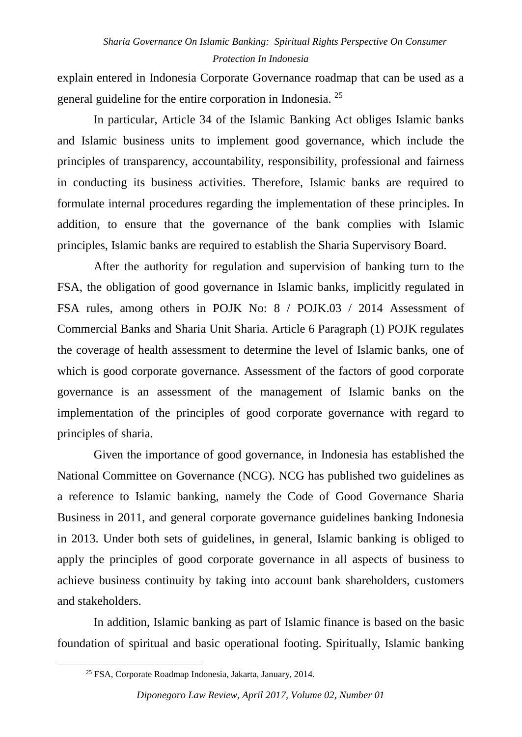explain entered in Indonesia Corporate Governance roadmap that can be used as a general guideline for the entire corporation in Indonesia. [25]

In particular, Article 34 of the Islamic Banking Act obliges Islamic banks and Islamic business units to implement good governance, which include the principles of transparency, accountability, responsibility, professional and fairness in conducting its business activities. Therefore, Islamic banks are required to formulate internal procedures regarding the implementation of these principles. In addition, to ensure that the governance of the bank complies with Islamic principles, Islamic banks are required to establish the Sharia Supervisory Board.

After the authority for regulation and supervision of banking turn to the FSA, the obligation of good governance in Islamic banks, implicitly regulated in FSA rules, among others in POJK No: 8 / POJK.03 / 2014 Assessment of Commercial Banks and Sharia Unit Sharia. Article 6 Paragraph (1) POJK regulates the coverage of health assessment to determine the level of Islamic banks, one of which is good corporate governance. Assessment of the factors of good corporate governance is an assessment of the management of Islamic banks on the implementation of the principles of good corporate governance with regard to principles of sharia.

Given the importance of good governance, in Indonesia has established the National Committee on Governance (NCG). NCG has published two guidelines as a reference to Islamic banking, namely the Code of Good Governance Sharia Business in 2011, and general corporate governance guidelines banking Indonesia in 2013. Under both sets of guidelines, in general, Islamic banking is obliged to apply the principles of good corporate governance in all aspects of business to achieve business continuity by taking into account bank shareholders, customers and stakeholders.

In addition, Islamic banking as part of Islamic finance is based on the basic foundation of spiritual and basic operational footing. Spiritually, Islamic banking

[25] FSA, Corporate Roadmap Indonesia, Jakarta, January, 2014.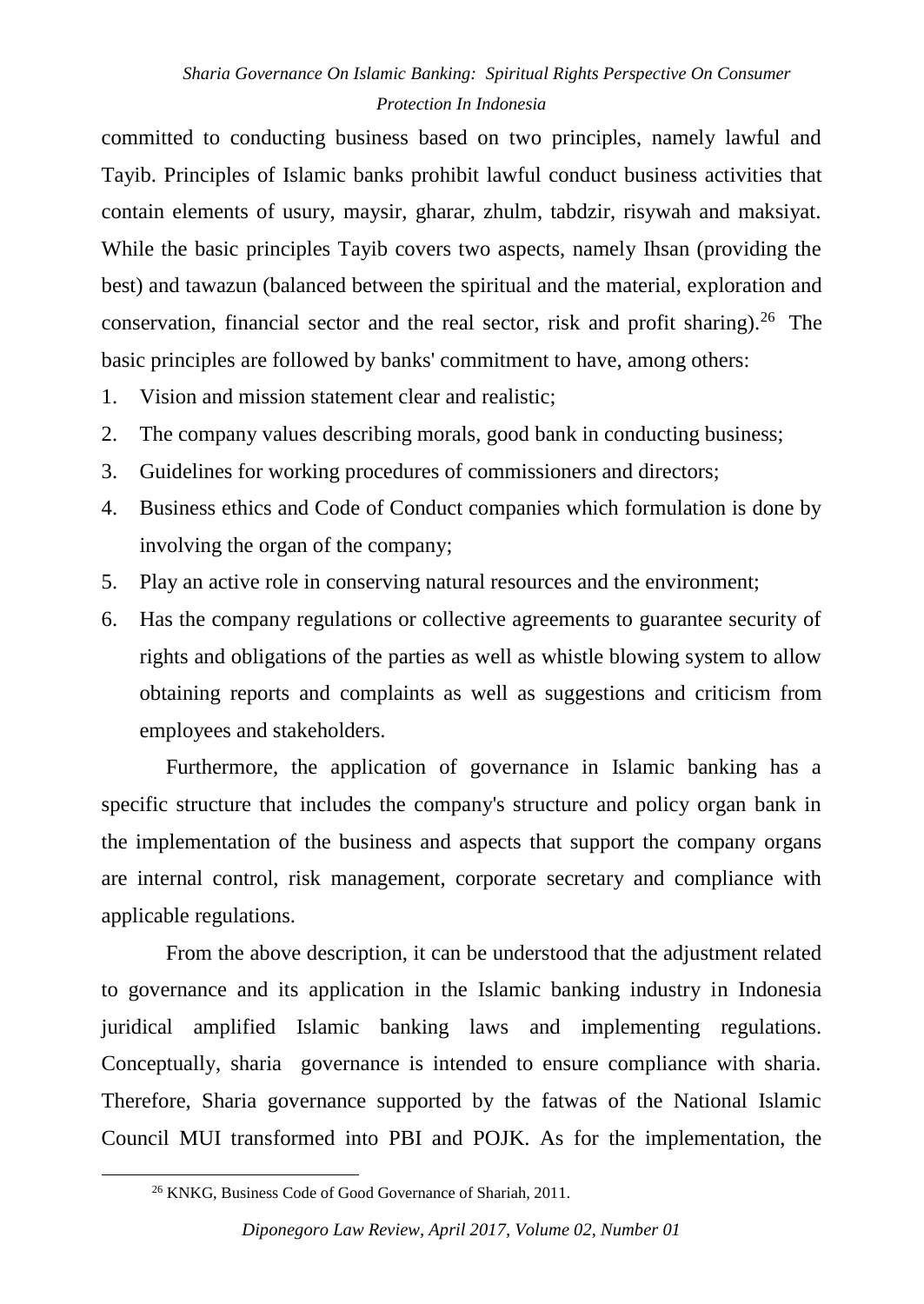committed to conducting business based on two principles, namely lawful and Tayib. Principles of Islamic banks prohibit lawful conduct business activities that contain elements of usury, maysir, gharar, zhulm, tabdzir, risywah and maksiyat. While the basic principles Tayib covers two aspects, namely Ihsan (providing the best) and tawazun (balanced between the spiritual and the material, exploration and conservation, financial sector and the real sector, risk and profit sharing).[26] The basic principles are followed by banks' commitment to have, among others:

1. Vision and mission statement clear and realistic;
2. The company values describing morals, good bank in conducting business;
3. Guidelines for working procedures of commissioners and directors;
4. Business ethics and Code of Conduct companies which formulation is done by involving the organ of the company;
5. Play an active role in conserving natural resources and the environment;
6. Has the company regulations or collective agreements to guarantee security of rights and obligations of the parties as well as whistle blowing system to allow obtaining reports and complaints as well as suggestions and criticism from employees and stakeholders.

Furthermore, the application of governance in Islamic banking has a specific structure that includes the company's structure and policy organ bank in the implementation of the business and aspects that support the company organs are internal control, risk management, corporate secretary and compliance with applicable regulations.

From the above description, it can be understood that the adjustment related to governance and its application in the Islamic banking industry in Indonesia juridical amplified Islamic banking laws and implementing regulations. Conceptually, sharia governance is intended to ensure compliance with sharia. Therefore, Sharia governance supported by the fatwas of the National Islamic Council MUI transformed into PBI and POJK. As for the implementation, the

[26] KNKG, Business Code of Good Governance of Shariah, 2011.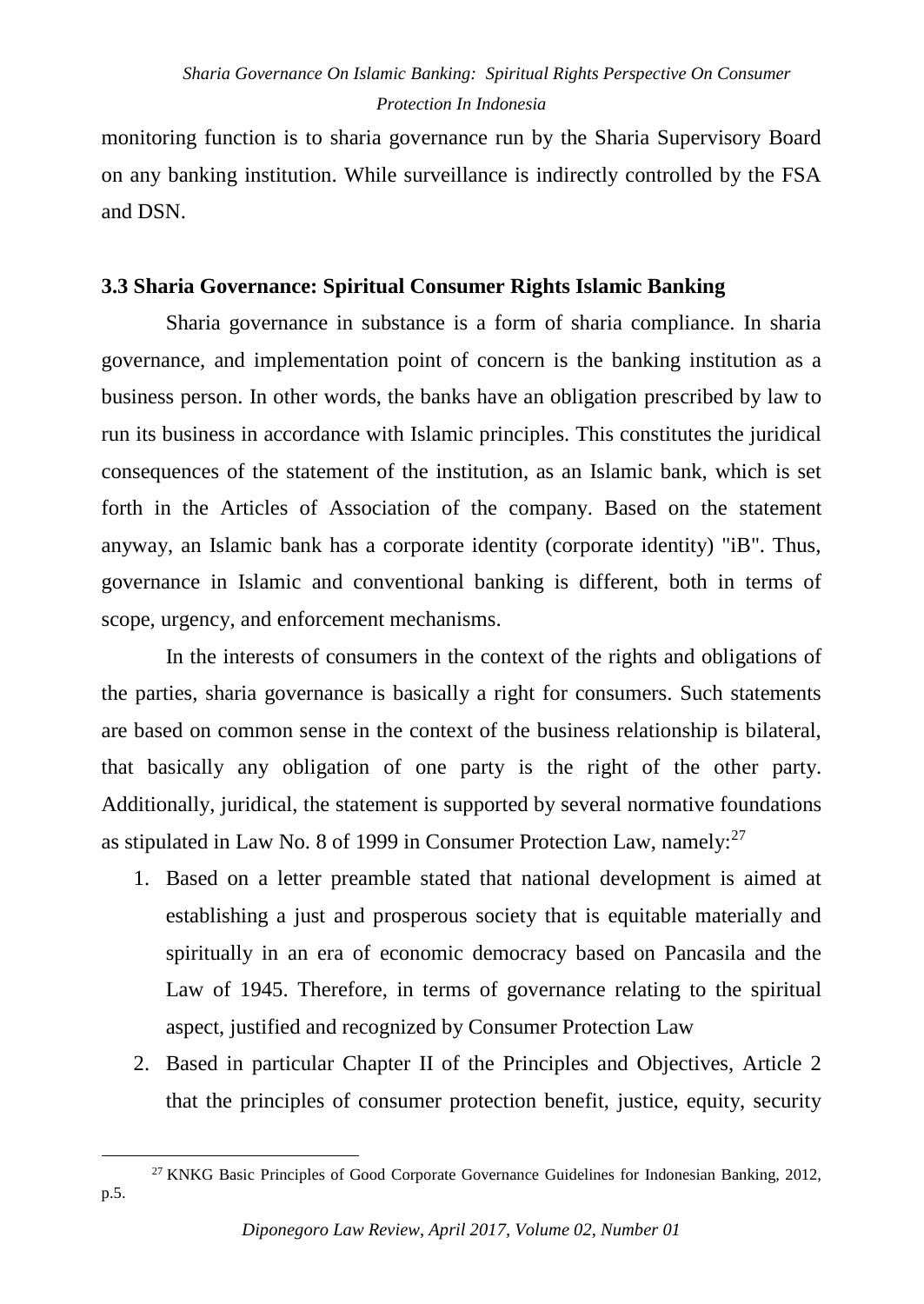monitoring function is to sharia governance run by the Sharia Supervisory Board on any banking institution. While surveillance is indirectly controlled by the FSA and DSN.

### 3.3 Sharia Governance: Spiritual Consumer Rights Islamic Banking

Sharia governance in substance is a form of sharia compliance. In sharia governance, and implementation point of concern is the banking institution as a business person. In other words, the banks have an obligation prescribed by law to run its business in accordance with Islamic principles. This constitutes the juridical consequences of the statement of the institution, as an Islamic bank, which is set forth in the Articles of Association of the company. Based on the statement anyway, an Islamic bank has a corporate identity (corporate identity) "iB". Thus, governance in Islamic and conventional banking is different, both in terms of scope, urgency, and enforcement mechanisms.

In the interests of consumers in the context of the rights and obligations of the parties, sharia governance is basically a right for consumers. Such statements are based on common sense in the context of the business relationship is bilateral, that basically any obligation of one party is the right of the other party. Additionally, juridical, the statement is supported by several normative foundations as stipulated in Law No. 8 of 1999 in Consumer Protection Law, namely:[27]

1. Based on a letter preamble stated that national development is aimed at establishing a just and prosperous society that is equitable materially and spiritually in an era of economic democracy based on Pancasila and the Law of 1945. Therefore, in terms of governance relating to the spiritual aspect, justified and recognized by Consumer Protection Law
2. Based in particular Chapter II of the Principles and Objectives, Article 2 that the principles of consumer protection benefit, justice, equity, security

[27] KNKG Basic Principles of Good Corporate Governance Guidelines for Indonesian Banking, 2012, p.5.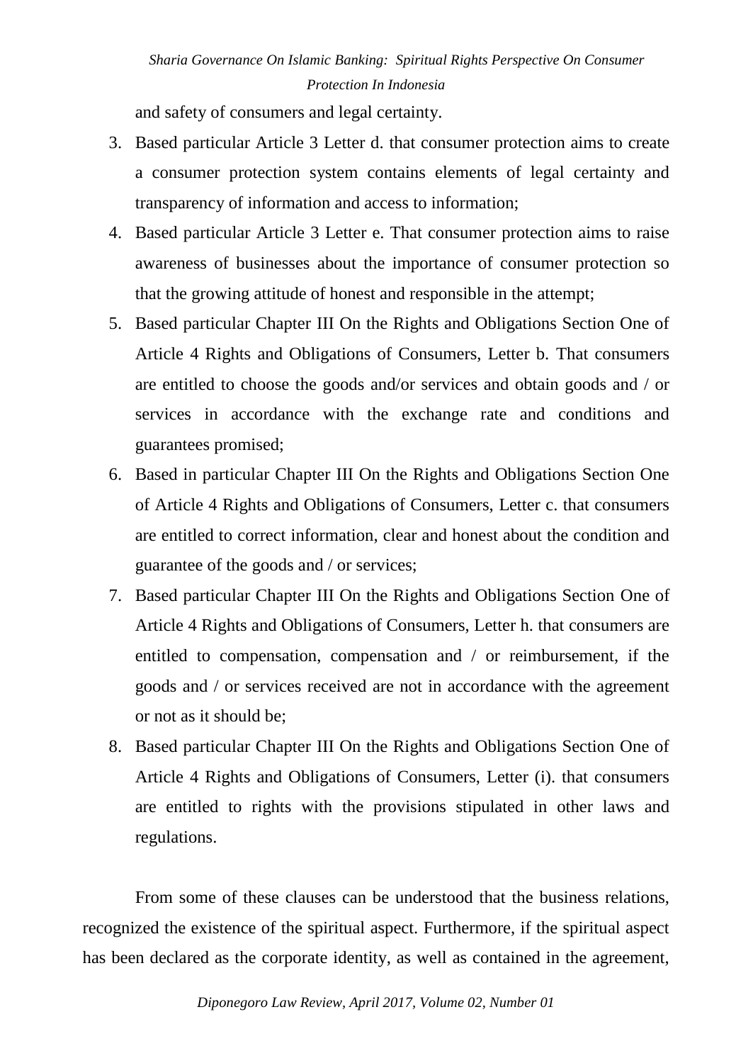and safety of consumers and legal certainty.

3. Based particular Article 3 Letter d. that consumer protection aims to create a consumer protection system contains elements of legal certainty and transparency of information and access to information;
4. Based particular Article 3 Letter e. That consumer protection aims to raise awareness of businesses about the importance of consumer protection so that the growing attitude of honest and responsible in the attempt;
5. Based particular Chapter III On the Rights and Obligations Section One of Article 4 Rights and Obligations of Consumers, Letter b. That consumers are entitled to choose the goods and/or services and obtain goods and / or services in accordance with the exchange rate and conditions and guarantees promised;
6. Based in particular Chapter III On the Rights and Obligations Section One of Article 4 Rights and Obligations of Consumers, Letter c. that consumers are entitled to correct information, clear and honest about the condition and guarantee of the goods and / or services;
7. Based particular Chapter III On the Rights and Obligations Section One of Article 4 Rights and Obligations of Consumers, Letter h. that consumers are entitled to compensation, compensation and / or reimbursement, if the goods and / or services received are not in accordance with the agreement or not as it should be;
8. Based particular Chapter III On the Rights and Obligations Section One of Article 4 Rights and Obligations of Consumers, Letter (i). that consumers are entitled to rights with the provisions stipulated in other laws and regulations.

From some of these clauses can be understood that the business relations, recognized the existence of the spiritual aspect. Furthermore, if the spiritual aspect has been declared as the corporate identity, as well as contained in the agreement,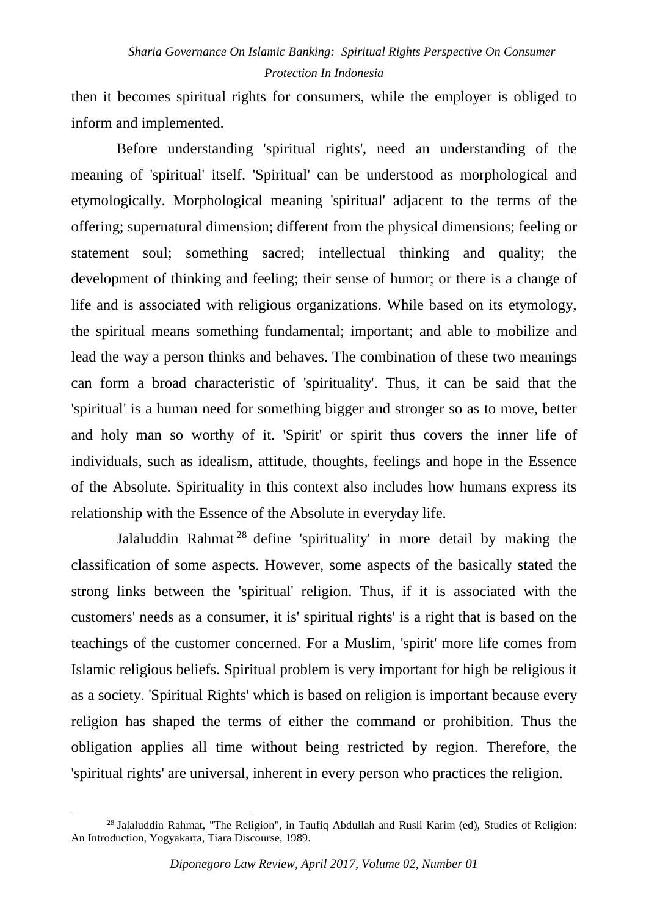then it becomes spiritual rights for consumers, while the employer is obliged to inform and implemented.

Before understanding 'spiritual rights', need an understanding of the meaning of 'spiritual' itself. 'Spiritual' can be understood as morphological and etymologically. Morphological meaning 'spiritual' adjacent to the terms of the offering; supernatural dimension; different from the physical dimensions; feeling or statement soul; something sacred; intellectual thinking and quality; the development of thinking and feeling; their sense of humor; or there is a change of life and is associated with religious organizations. While based on its etymology, the spiritual means something fundamental; important; and able to mobilize and lead the way a person thinks and behaves. The combination of these two meanings can form a broad characteristic of 'spirituality'. Thus, it can be said that the 'spiritual' is a human need for something bigger and stronger so as to move, better and holy man so worthy of it. 'Spirit' or spirit thus covers the inner life of individuals, such as idealism, attitude, thoughts, feelings and hope in the Essence of the Absolute. Spirituality in this context also includes how humans express its relationship with the Essence of the Absolute in everyday life.

Jalaluddin Rahmat[28] define 'spirituality' in more detail by making the classification of some aspects. However, some aspects of the basically stated the strong links between the 'spiritual' religion. Thus, if it is associated with the customers' needs as a consumer, it is' spiritual rights' is a right that is based on the teachings of the customer concerned. For a Muslim, 'spirit' more life comes from Islamic religious beliefs. Spiritual problem is very important for high be religious it as a society. 'Spiritual Rights' which is based on religion is important because every religion has shaped the terms of either the command or prohibition. Thus the obligation applies all time without being restricted by region. Therefore, the 'spiritual rights' are universal, inherent in every person who practices the religion.

[28] Jalaluddin Rahmat, "The Religion", in Taufiq Abdullah and Rusli Karim (ed), Studies of Religion: An Introduction, Yogyakarta, Tiara Discourse, 1989.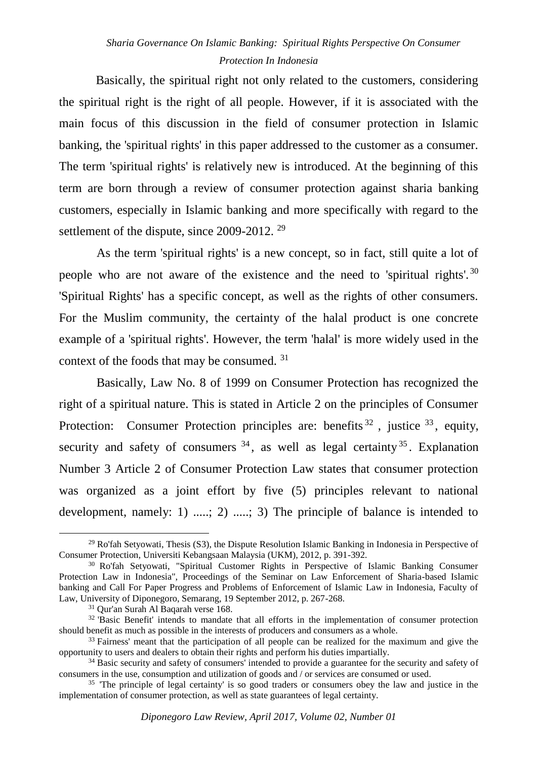Basically, the spiritual right not only related to the customers, considering the spiritual right is the right of all people. However, if it is associated with the main focus of this discussion in the field of consumer protection in Islamic banking, the 'spiritual rights' in this paper addressed to the customer as a consumer. The term 'spiritual rights' is relatively new is introduced. At the beginning of this term are born through a review of consumer protection against sharia banking customers, especially in Islamic banking and more specifically with regard to the settlement of the dispute, since 2009-2012. [29]

As the term 'spiritual rights' is a new concept, so in fact, still quite a lot of people who are not aware of the existence and the need to 'spiritual rights'.[30] 'Spiritual Rights' has a specific concept, as well as the rights of other consumers. For the Muslim community, the certainty of the halal product is one concrete example of a 'spiritual rights'. However, the term 'halal' is more widely used in the context of the foods that may be consumed. [31]

Basically, Law No. 8 of 1999 on Consumer Protection has recognized the right of a spiritual nature. This is stated in Article 2 on the principles of Consumer Protection: Consumer Protection principles are: benefits[32], justice [33], equity, security and safety of consumers [34], as well as legal certainty[35]. Explanation Number 3 Article 2 of Consumer Protection Law states that consumer protection was organized as a joint effort by five (5) principles relevant to national development, namely: 1) .....; 2) .....; 3) The principle of balance is intended to

---

[29] Ro'fah Setyowati, Thesis (S3), the Dispute Resolution Islamic Banking in Indonesia in Perspective of Consumer Protection, Universiti Kebangsaan Malaysia (UKM), 2012, p. 391-392.

[30] Ro'fah Setyowati, "Spiritual Customer Rights in Perspective of Islamic Banking Consumer Protection Law in Indonesia", Proceedings of the Seminar on Law Enforcement of Sharia-based Islamic banking and Call For Paper Progress and Problems of Enforcement of Islamic Law in Indonesia, Faculty of Law, University of Diponegoro, Semarang, 19 September 2012, p. 267-268.

[31] Qur'an Surah Al Baqarah verse 168.

[32] 'Basic Benefit' intends to mandate that all efforts in the implementation of consumer protection should benefit as much as possible in the interests of producers and consumers as a whole.

[33] Fairness' meant that the participation of all people can be realized for the maximum and give the opportunity to users and dealers to obtain their rights and perform his duties impartially.

[34] Basic security and safety of consumers' intended to provide a guarantee for the security and safety of consumers in the use, consumption and utilization of goods and / or services are consumed or used.

[35] 'The principle of legal certainty' is so good traders or consumers obey the law and justice in the implementation of consumer protection, as well as state guarantees of legal certainty.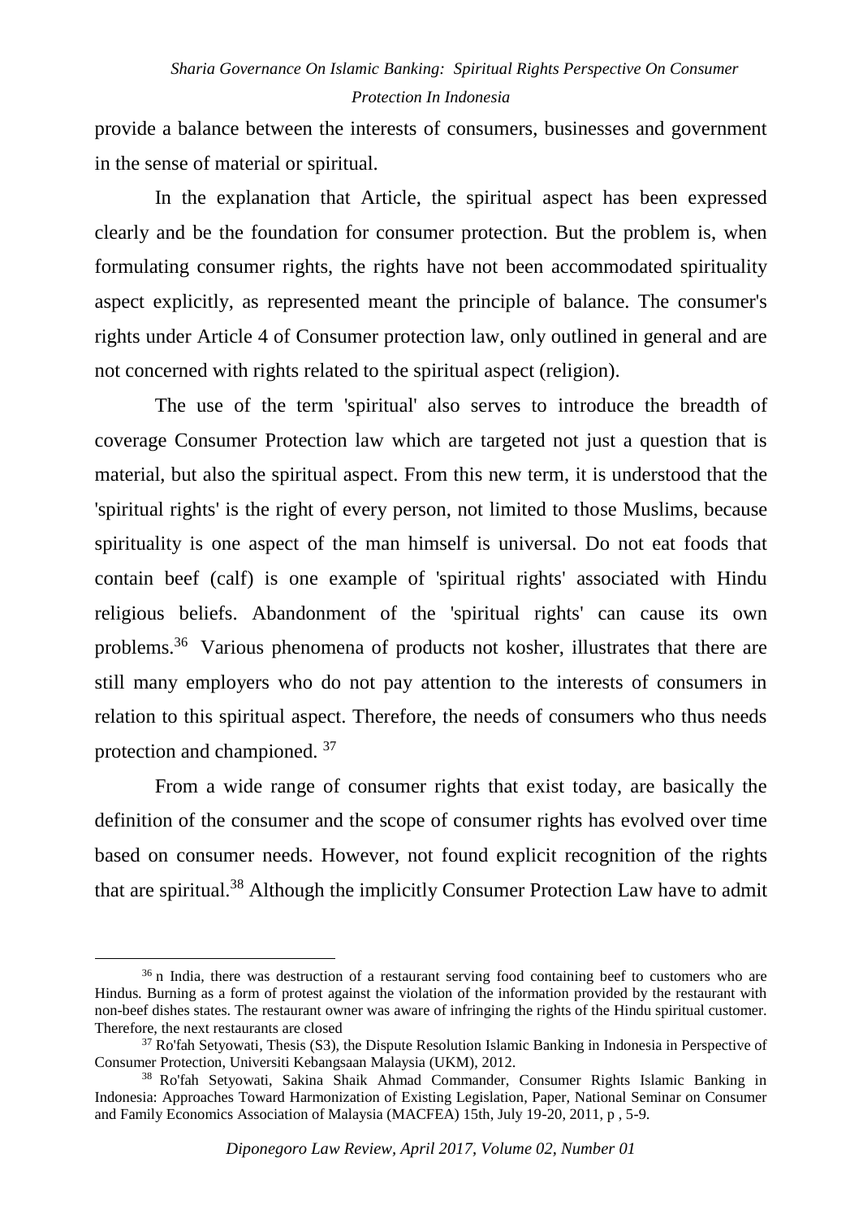provide a balance between the interests of consumers, businesses and government in the sense of material or spiritual.

In the explanation that Article, the spiritual aspect has been expressed clearly and be the foundation for consumer protection. But the problem is, when formulating consumer rights, the rights have not been accommodated spirituality aspect explicitly, as represented meant the principle of balance. The consumer's rights under Article 4 of Consumer protection law, only outlined in general and are not concerned with rights related to the spiritual aspect (religion).

The use of the term 'spiritual' also serves to introduce the breadth of coverage Consumer Protection law which are targeted not just a question that is material, but also the spiritual aspect. From this new term, it is understood that the 'spiritual rights' is the right of every person, not limited to those Muslims, because spirituality is one aspect of the man himself is universal. Do not eat foods that contain beef (calf) is one example of 'spiritual rights' associated with Hindu religious beliefs. Abandonment of the 'spiritual rights' can cause its own problems.[36] Various phenomena of products not kosher, illustrates that there are still many employers who do not pay attention to the interests of consumers in relation to this spiritual aspect. Therefore, the needs of consumers who thus needs protection and championed. [37]

From a wide range of consumer rights that exist today, are basically the definition of the consumer and the scope of consumer rights has evolved over time based on consumer needs. However, not found explicit recognition of the rights that are spiritual.[38] Although the implicitly Consumer Protection Law have to admit

---

[36] n India, there was destruction of a restaurant serving food containing beef to customers who are Hindus. Burning as a form of protest against the violation of the information provided by the restaurant with non-beef dishes states. The restaurant owner was aware of infringing the rights of the Hindu spiritual customer. Therefore, the next restaurants are closed

[37] Ro'fah Setyowati, Thesis (S3), the Dispute Resolution Islamic Banking in Indonesia in Perspective of Consumer Protection, Universiti Kebangsaan Malaysia (UKM), 2012.

[38] Ro'fah Setyowati, Sakina Shaik Ahmad Commander, Consumer Rights Islamic Banking in Indonesia: Approaches Toward Harmonization of Existing Legislation, Paper, National Seminar on Consumer and Family Economics Association of Malaysia (MACFEA) 15th, July 19-20, 2011, p , 5-9.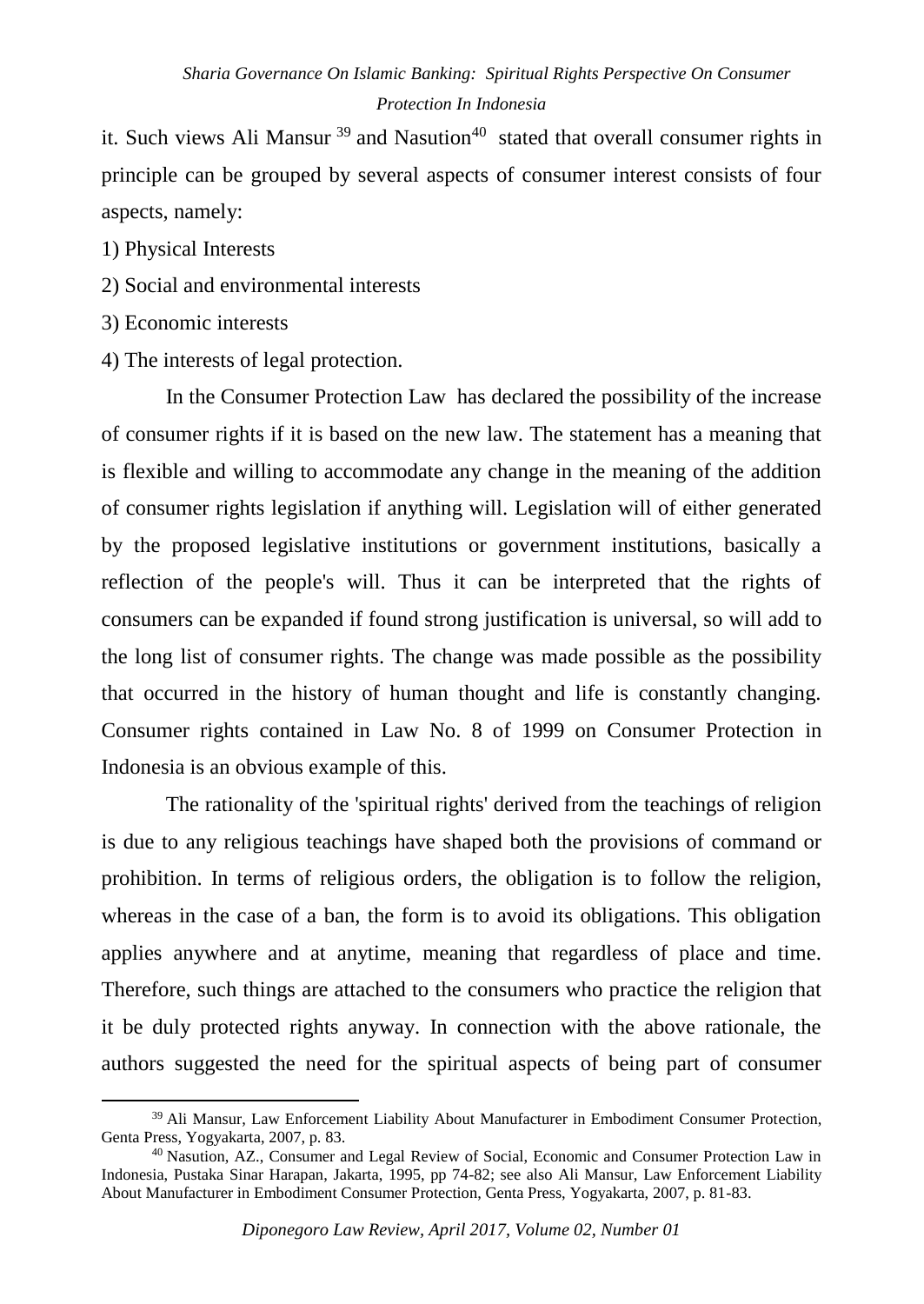it. Such views Ali Mansur [39] and Nasution[40] stated that overall consumer rights in principle can be grouped by several aspects of consumer interest consists of four aspects, namely:

1) Physical Interests
2) Social and environmental interests
3) Economic interests
4) The interests of legal protection.

In the Consumer Protection Law has declared the possibility of the increase of consumer rights if it is based on the new law. The statement has a meaning that is flexible and willing to accommodate any change in the meaning of the addition of consumer rights legislation if anything will. Legislation will of either generated by the proposed legislative institutions or government institutions, basically a reflection of the people's will. Thus it can be interpreted that the rights of consumers can be expanded if found strong justification is universal, so will add to the long list of consumer rights. The change was made possible as the possibility that occurred in the history of human thought and life is constantly changing. Consumer rights contained in Law No. 8 of 1999 on Consumer Protection in Indonesia is an obvious example of this.

The rationality of the 'spiritual rights' derived from the teachings of religion is due to any religious teachings have shaped both the provisions of command or prohibition. In terms of religious orders, the obligation is to follow the religion, whereas in the case of a ban, the form is to avoid its obligations. This obligation applies anywhere and at anytime, meaning that regardless of place and time. Therefore, such things are attached to the consumers who practice the religion that it be duly protected rights anyway. In connection with the above rationale, the authors suggested the need for the spiritual aspects of being part of consumer

---

[39] Ali Mansur, Law Enforcement Liability About Manufacturer in Embodiment Consumer Protection, Genta Press, Yogyakarta, 2007, p. 83.

[40] Nasution, AZ., Consumer and Legal Review of Social, Economic and Consumer Protection Law in Indonesia, Pustaka Sinar Harapan, Jakarta, 1995, pp 74-82; see also Ali Mansur, Law Enforcement Liability About Manufacturer in Embodiment Consumer Protection, Genta Press, Yogyakarta, 2007, p. 81-83.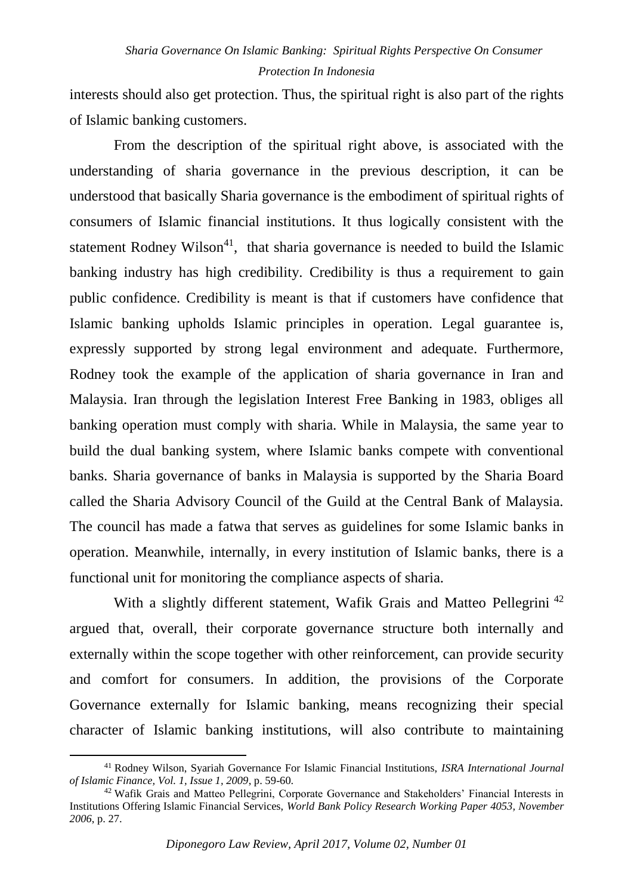interests should also get protection. Thus, the spiritual right is also part of the rights of Islamic banking customers.

From the description of the spiritual right above, is associated with the understanding of sharia governance in the previous description, it can be understood that basically Sharia governance is the embodiment of spiritual rights of consumers of Islamic financial institutions. It thus logically consistent with the statement Rodney Wilson[41], that sharia governance is needed to build the Islamic banking industry has high credibility. Credibility is thus a requirement to gain public confidence. Credibility is meant is that if customers have confidence that Islamic banking upholds Islamic principles in operation. Legal guarantee is, expressly supported by strong legal environment and adequate. Furthermore, Rodney took the example of the application of sharia governance in Iran and Malaysia. Iran through the legislation Interest Free Banking in 1983, obliges all banking operation must comply with sharia. While in Malaysia, the same year to build the dual banking system, where Islamic banks compete with conventional banks. Sharia governance of banks in Malaysia is supported by the Sharia Board called the Sharia Advisory Council of the Guild at the Central Bank of Malaysia. The council has made a fatwa that serves as guidelines for some Islamic banks in operation. Meanwhile, internally, in every institution of Islamic banks, there is a functional unit for monitoring the compliance aspects of sharia.

With a slightly different statement, Wafik Grais and Matteo Pellegrini [42] argued that, overall, their corporate governance structure both internally and externally within the scope together with other reinforcement, can provide security and comfort for consumers. In addition, the provisions of the Corporate Governance externally for Islamic banking, means recognizing their special character of Islamic banking institutions, will also contribute to maintaining

---

[41] Rodney Wilson, Syariah Governance For Islamic Financial Institutions, *ISRA International Journal of Islamic Finance, Vol. 1, Issue 1, 2009*, p. 59-60.

[42] Wafik Grais and Matteo Pellegrini, Corporate Governance and Stakeholders' Financial Interests in Institutions Offering Islamic Financial Services, *World Bank Policy Research Working Paper 4053, November 2006*, p. 27.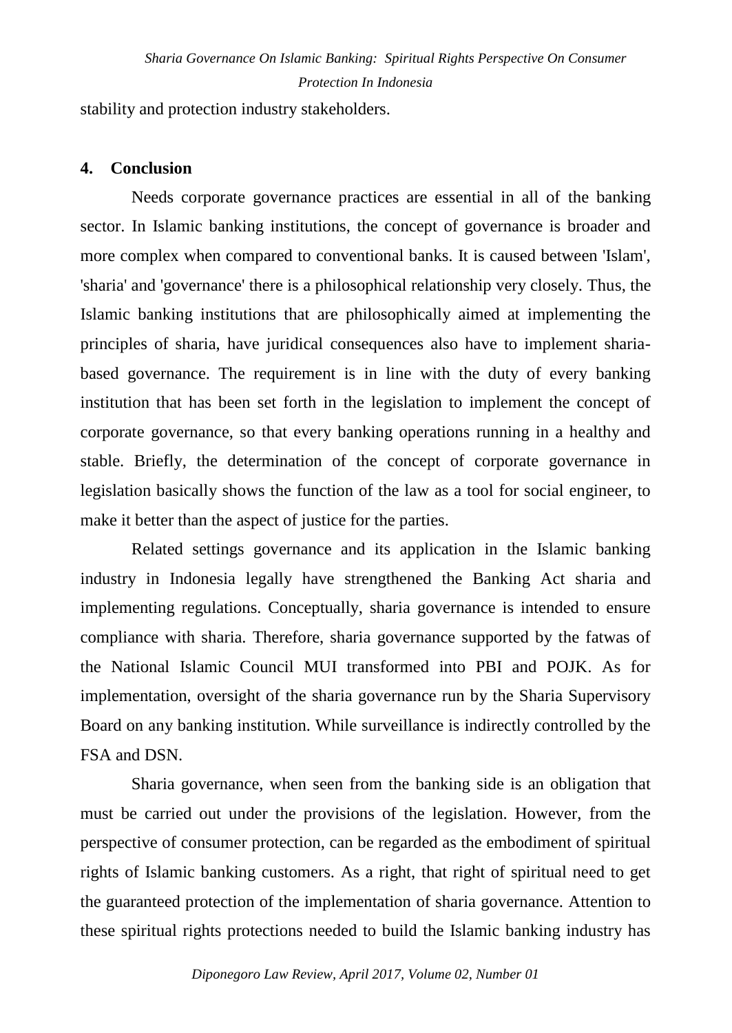stability and protection industry stakeholders.

## 4. Conclusion

Needs corporate governance practices are essential in all of the banking sector. In Islamic banking institutions, the concept of governance is broader and more complex when compared to conventional banks. It is caused between 'Islam', 'sharia' and 'governance' there is a philosophical relationship very closely. Thus, the Islamic banking institutions that are philosophically aimed at implementing the principles of sharia, have juridical consequences also have to implement sharia-based governance. The requirement is in line with the duty of every banking institution that has been set forth in the legislation to implement the concept of corporate governance, so that every banking operations running in a healthy and stable. Briefly, the determination of the concept of corporate governance in legislation basically shows the function of the law as a tool for social engineer, to make it better than the aspect of justice for the parties.

Related settings governance and its application in the Islamic banking industry in Indonesia legally have strengthened the Banking Act sharia and implementing regulations. Conceptually, sharia governance is intended to ensure compliance with sharia. Therefore, sharia governance supported by the fatwas of the National Islamic Council MUI transformed into PBI and POJK. As for implementation, oversight of the sharia governance run by the Sharia Supervisory Board on any banking institution. While surveillance is indirectly controlled by the FSA and DSN.

Sharia governance, when seen from the banking side is an obligation that must be carried out under the provisions of the legislation. However, from the perspective of consumer protection, can be regarded as the embodiment of spiritual rights of Islamic banking customers. As a right, that right of spiritual need to get the guaranteed protection of the implementation of sharia governance. Attention to these spiritual rights protections needed to build the Islamic banking industry has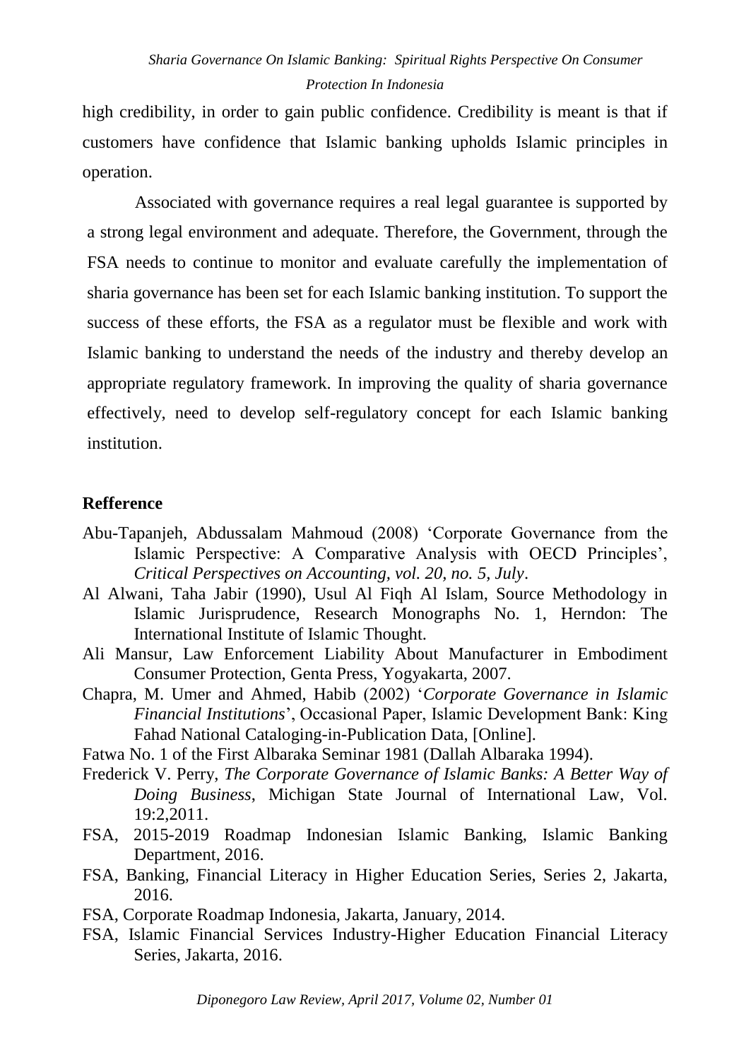high credibility, in order to gain public confidence. Credibility is meant is that if customers have confidence that Islamic banking upholds Islamic principles in operation.

Associated with governance requires a real legal guarantee is supported by a strong legal environment and adequate. Therefore, the Government, through the FSA needs to continue to monitor and evaluate carefully the implementation of sharia governance has been set for each Islamic banking institution. To support the success of these efforts, the FSA as a regulator must be flexible and work with Islamic banking to understand the needs of the industry and thereby develop an appropriate regulatory framework. In improving the quality of sharia governance effectively, need to develop self-regulatory concept for each Islamic banking institution.

## Refference

Abu-Tapanjeh, Abdussalam Mahmoud (2008) 'Corporate Governance from the Islamic Perspective: A Comparative Analysis with OECD Principles', *Critical Perspectives on Accounting, vol. 20, no. 5, July*.

Al Alwani, Taha Jabir (1990), Usul Al Fiqh Al Islam, Source Methodology in Islamic Jurisprudence, Research Monographs No. 1, Herndon: The International Institute of Islamic Thought.

Ali Mansur, Law Enforcement Liability About Manufacturer in Embodiment Consumer Protection, Genta Press, Yogyakarta, 2007.

Chapra, M. Umer and Ahmed, Habib (2002) '*Corporate Governance in Islamic Financial Institutions*', Occasional Paper, Islamic Development Bank: King Fahad National Cataloging-in-Publication Data, [Online].

Fatwa No. 1 of the First Albaraka Seminar 1981 (Dallah Albaraka 1994).

Frederick V. Perry, *The Corporate Governance of Islamic Banks: A Better Way of Doing Business*, Michigan State Journal of International Law, Vol. 19:2,2011.

FSA, 2015-2019 Roadmap Indonesian Islamic Banking, Islamic Banking Department, 2016.

FSA, Banking, Financial Literacy in Higher Education Series, Series 2, Jakarta, 2016.

FSA, Corporate Roadmap Indonesia, Jakarta, January, 2014.

FSA, Islamic Financial Services Industry-Higher Education Financial Literacy Series, Jakarta, 2016.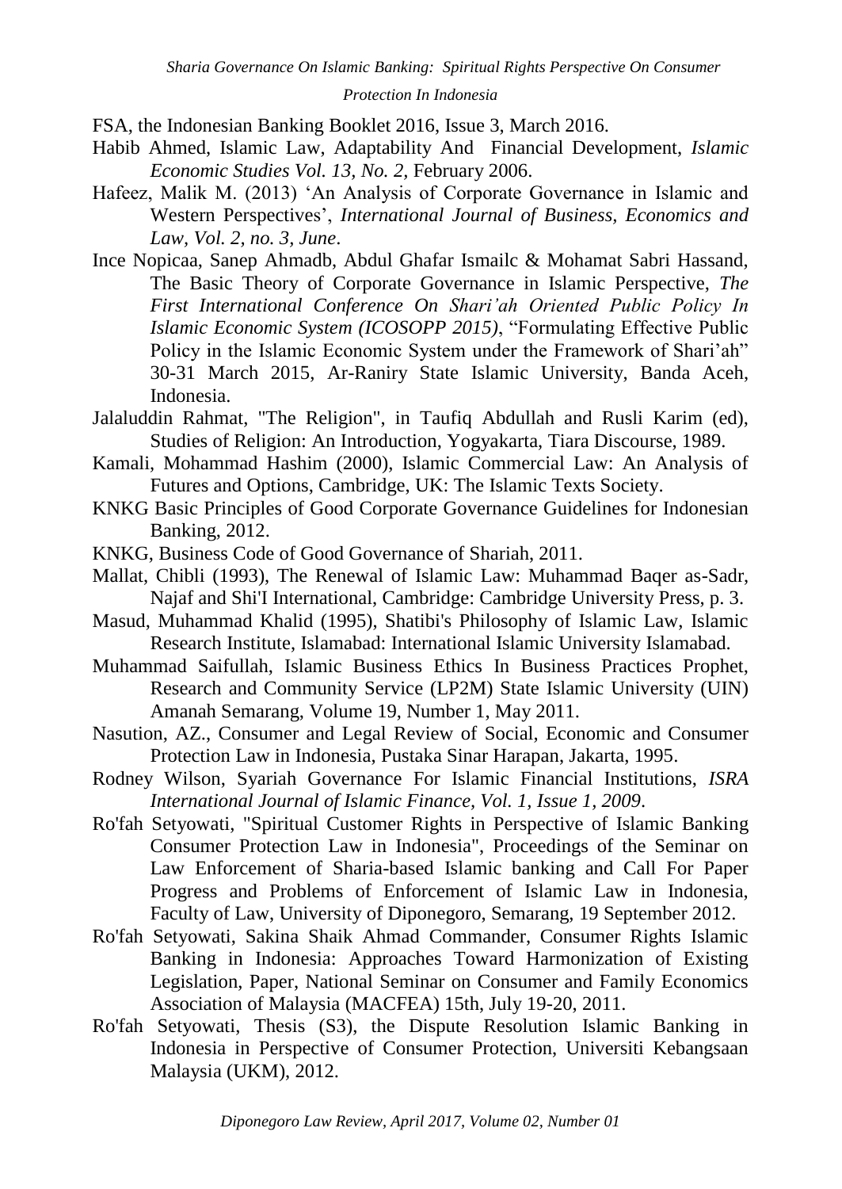FSA, the Indonesian Banking Booklet 2016, Issue 3, March 2016.

Habib Ahmed, Islamic Law, Adaptability And Financial Development, *Islamic Economic Studies Vol. 13, No. 2,* February 2006.

Hafeez, Malik M. (2013) 'An Analysis of Corporate Governance in Islamic and Western Perspectives', *International Journal of Business, Economics and Law, Vol. 2, no. 3, June*.

Ince Nopicaa, Sanep Ahmadb, Abdul Ghafar Ismailc & Mohamat Sabri Hassand, The Basic Theory of Corporate Governance in Islamic Perspective, *The First International Conference On Shari'ah Oriented Public Policy In Islamic Economic System (ICOSOPP 2015)*, "Formulating Effective Public Policy in the Islamic Economic System under the Framework of Shari'ah" 30-31 March 2015, Ar-Raniry State Islamic University, Banda Aceh, Indonesia.

Jalaluddin Rahmat, "The Religion", in Taufiq Abdullah and Rusli Karim (ed), Studies of Religion: An Introduction, Yogyakarta, Tiara Discourse, 1989.

Kamali, Mohammad Hashim (2000), Islamic Commercial Law: An Analysis of Futures and Options, Cambridge, UK: The Islamic Texts Society.

KNKG Basic Principles of Good Corporate Governance Guidelines for Indonesian Banking, 2012.

KNKG, Business Code of Good Governance of Shariah, 2011.

Mallat, Chibli (1993), The Renewal of Islamic Law: Muhammad Baqer as-Sadr, Najaf and Shi'I International, Cambridge: Cambridge University Press, p. 3.

Masud, Muhammad Khalid (1995), Shatibi's Philosophy of Islamic Law, Islamic Research Institute, Islamabad: International Islamic University Islamabad.

Muhammad Saifullah, Islamic Business Ethics In Business Practices Prophet, Research and Community Service (LP2M) State Islamic University (UIN) Amanah Semarang, Volume 19, Number 1, May 2011.

Nasution, AZ., Consumer and Legal Review of Social, Economic and Consumer Protection Law in Indonesia, Pustaka Sinar Harapan, Jakarta, 1995.

Rodney Wilson, Syariah Governance For Islamic Financial Institutions, *ISRA International Journal of Islamic Finance, Vol. 1, Issue 1, 2009*.

Ro'fah Setyowati, "Spiritual Customer Rights in Perspective of Islamic Banking Consumer Protection Law in Indonesia", Proceedings of the Seminar on Law Enforcement of Sharia-based Islamic banking and Call For Paper Progress and Problems of Enforcement of Islamic Law in Indonesia, Faculty of Law, University of Diponegoro, Semarang, 19 September 2012.

Ro'fah Setyowati, Sakina Shaik Ahmad Commander, Consumer Rights Islamic Banking in Indonesia: Approaches Toward Harmonization of Existing Legislation, Paper, National Seminar on Consumer and Family Economics Association of Malaysia (MACFEA) 15th, July 19-20, 2011.

Ro'fah Setyowati, Thesis (S3), the Dispute Resolution Islamic Banking in Indonesia in Perspective of Consumer Protection, Universiti Kebangsaan Malaysia (UKM), 2012.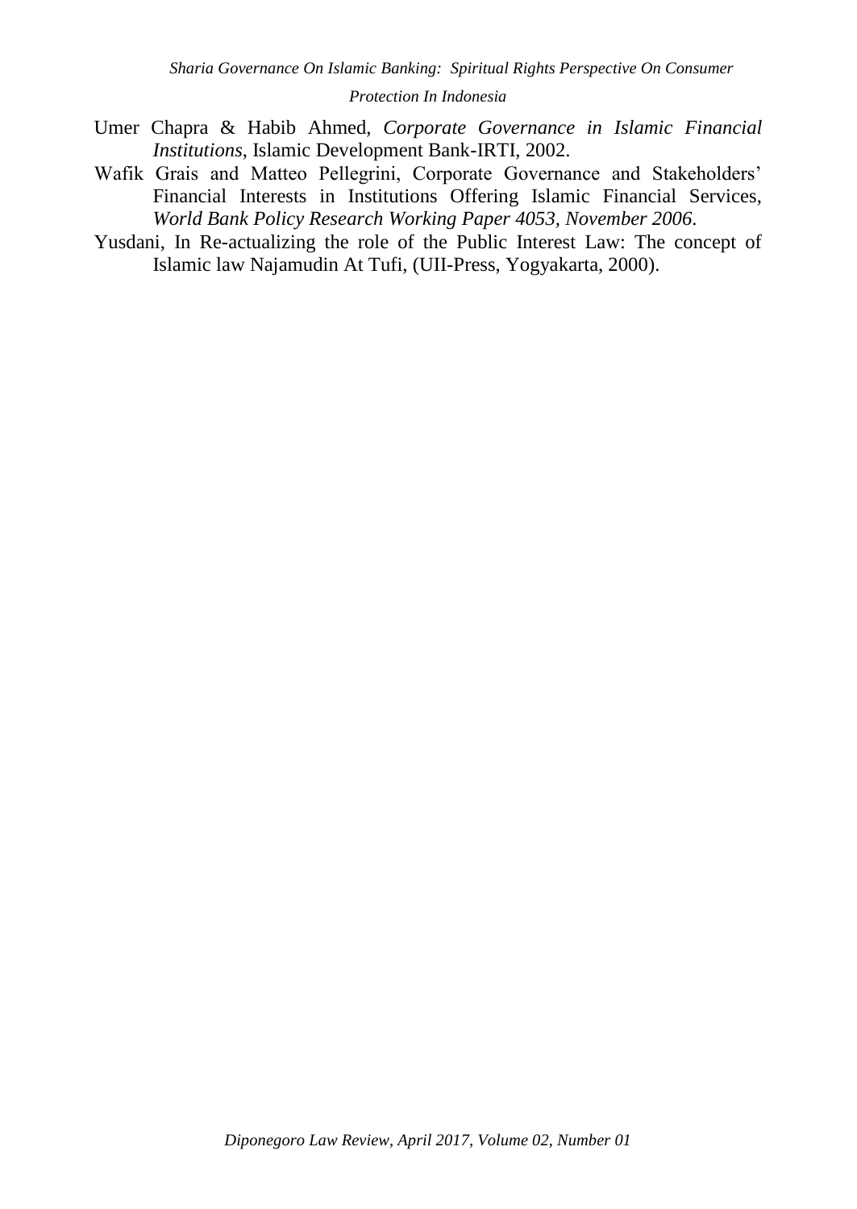Umer Chapra & Habib Ahmed, *Corporate Governance in Islamic Financial Institutions*, Islamic Development Bank-IRTI, 2002.

Wafik Grais and Matteo Pellegrini, Corporate Governance and Stakeholders' Financial Interests in Institutions Offering Islamic Financial Services, *World Bank Policy Research Working Paper 4053, November 2006*.

Yusdani, In Re-actualizing the role of the Public Interest Law: The concept of Islamic law Najamudin At Tufi, (UII-Press, Yogyakarta, 2000).